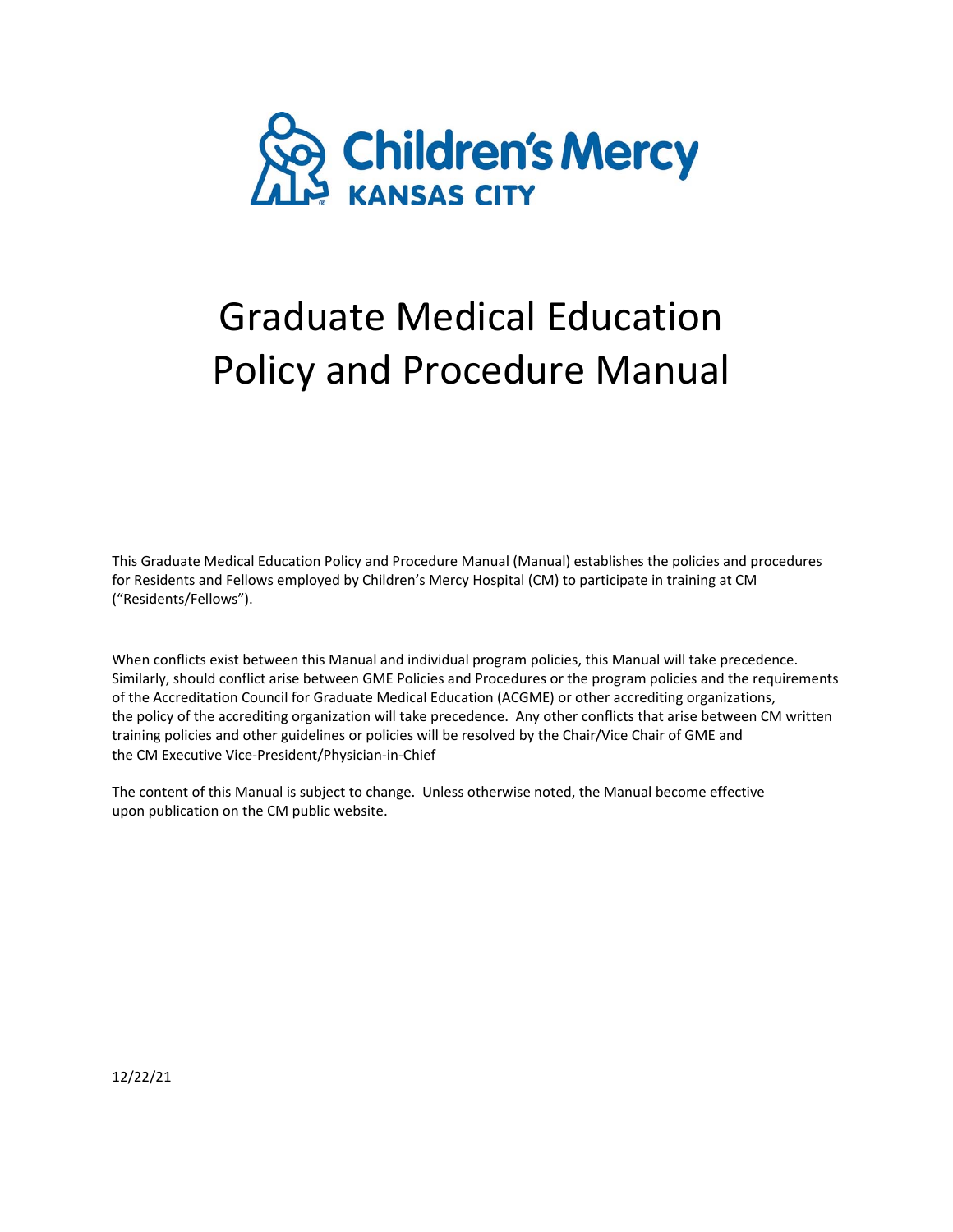Children's Mercy KANSAS CITY

# Graduate Medical Education Policy and Procedure Manual

This Graduate Medical Education Policy and Procedure Manual (Manual) establishes the policies and procedures for Residents and Fellows employed by Children's Mercy Hospital (CM) to participate in training at CM ("Residents/Fellows").

When conflicts exist between this Manual and individual program policies, this Manual will take precedence. Similarly, should conflict arise between GME Policies and Procedures or the program policies and the requirements of the Accreditation Council for Graduate Medical Education (ACGME) or other accrediting organizations, the policy of the accrediting organization will take precedence. Any other conflicts that arise between CM written training policies and other guidelines or policies will be resolved by the Chair/Vice Chair of GME and the CM Executive Vice-President/Physician-in-Chief

The content of this Manual is subject to change. Unless otherwise noted, the Manual become effective upon publication on the CM public website.

12/22/21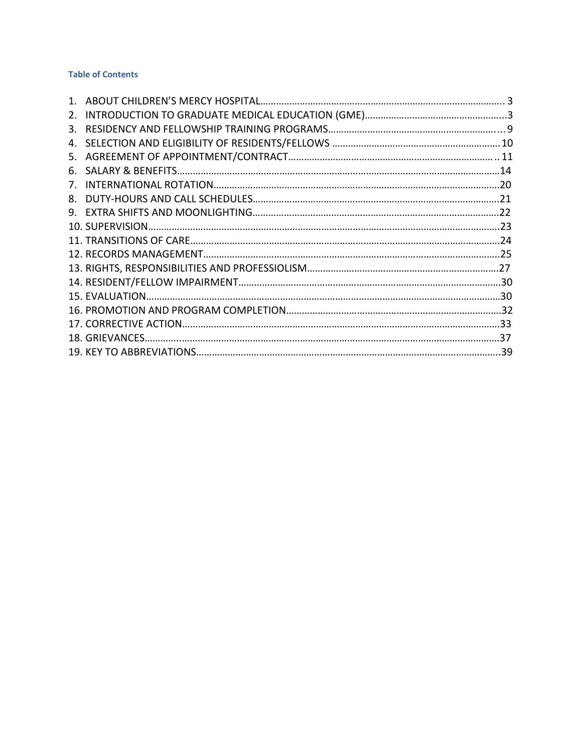**Table of Contents**

1. ABOUT CHILDREN'S MERCY HOSPITAL………………………………………………………………………………. 3
2. INTRODUCTION TO GRADUATE MEDICAL EDUCATION (GME)………………………………………………...3
3. RESIDENCY AND FELLOWSHIP TRAINING PROGRAMS…………………………………………………………...9
4. SELECTION AND ELIGIBILITY OF RESIDENTS/FELLOWS ……………………………………………………… 10
5. AGREEMENT OF APPOINTMENT/CONTRACT……………………………………………………………………….. 11
6. SALARY & BENEFITS………………………………………………………………………………………………………14
7. INTERNATIONAL ROTATION…………………………………………………………………………………………20
8. DUTY-HOURS AND CALL SCHEDULES………………………………………………………………………………21
9. EXTRA SHIFTS AND MOONLIGHTING………………………………………………………………………………22
10. SUPERVISION……………………………………………………………………………………………………………..23
11. TRANSITIONS OF CARE…………………………………………………………………………………………………24
12. RECORDS MANAGEMENT………………………………………………………………………………………………..25
13. RIGHTS, RESPONSIBILITIES AND PROFESSIOLISM………………………………………………………………27
14. RESIDENT/FELLOW IMPAIRMENT……………………………………………………………………………………30
15. EVALUATION……………………………………………………………………………………………………………..30
16. PROMOTION AND PROGRAM COMPLETION…………………………………………………………………….32
17. CORRECTIVE ACTION……………………………………………………………………………………………………33
18. GRIEVANCES……………………………………………………………………………………………………………..37
19. KEY TO ABBREVIATIONS………………………………………………………………………………………………..39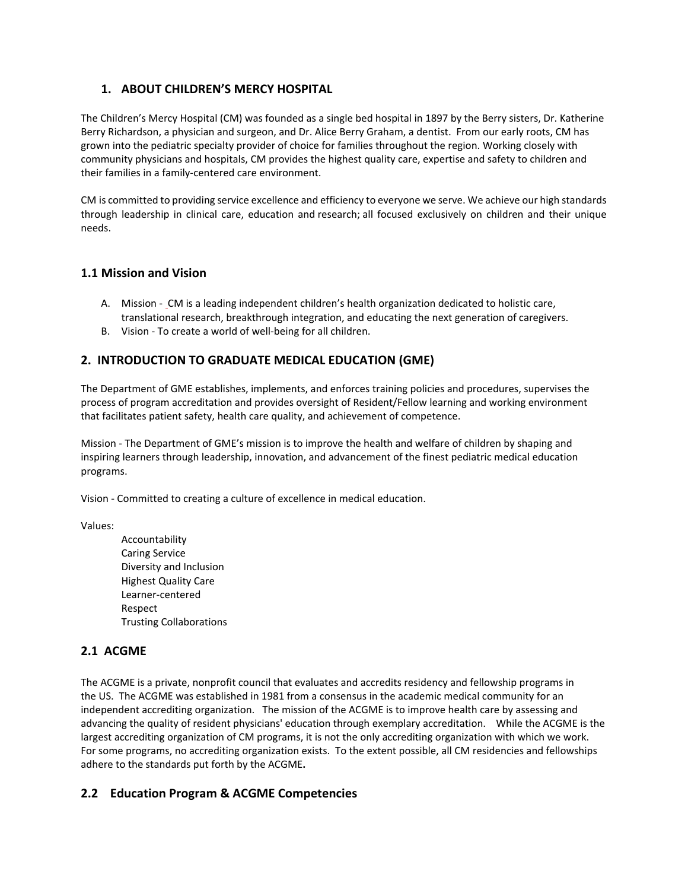## 1. ABOUT CHILDREN'S MERCY HOSPITAL

The Children's Mercy Hospital (CM) was founded as a single bed hospital in 1897 by the Berry sisters, Dr. Katherine Berry Richardson, a physician and surgeon, and Dr. Alice Berry Graham, a dentist. From our early roots, CM has grown into the pediatric specialty provider of choice for families throughout the region. Working closely with community physicians and hospitals, CM provides the highest quality care, expertise and safety to children and their families in a family-centered care environment.

CM is committed to providing service excellence and efficiency to everyone we serve. We achieve our high standards through leadership in clinical care, education and research; all focused exclusively on children and their unique needs.

### 1.1 Mission and Vision

A. Mission - CM is a leading independent children's health organization dedicated to holistic care, translational research, breakthrough integration, and educating the next generation of caregivers.
B. Vision - To create a world of well-being for all children.

## 2. INTRODUCTION TO GRADUATE MEDICAL EDUCATION (GME)

The Department of GME establishes, implements, and enforces training policies and procedures, supervises the process of program accreditation and provides oversight of Resident/Fellow learning and working environment that facilitates patient safety, health care quality, and achievement of competence.

Mission - The Department of GME's mission is to improve the health and welfare of children by shaping and inspiring learners through leadership, innovation, and advancement of the finest pediatric medical education programs.

Vision - Committed to creating a culture of excellence in medical education.

Values:

- Accountability
- Caring Service
- Diversity and Inclusion
- Highest Quality Care
- Learner-centered
- Respect
- Trusting Collaborations

### 2.1 ACGME

The ACGME is a private, nonprofit council that evaluates and accredits residency and fellowship programs in the US. The ACGME was established in 1981 from a consensus in the academic medical community for an independent accrediting organization. The mission of the ACGME is to improve health care by assessing and advancing the quality of resident physicians' education through exemplary accreditation. While the ACGME is the largest accrediting organization of CM programs, it is not the only accrediting organization with which we work. For some programs, no accrediting organization exists. To the extent possible, all CM residencies and fellowships adhere to the standards put forth by the ACGME**.**

### 2.2 Education Program & ACGME Competencies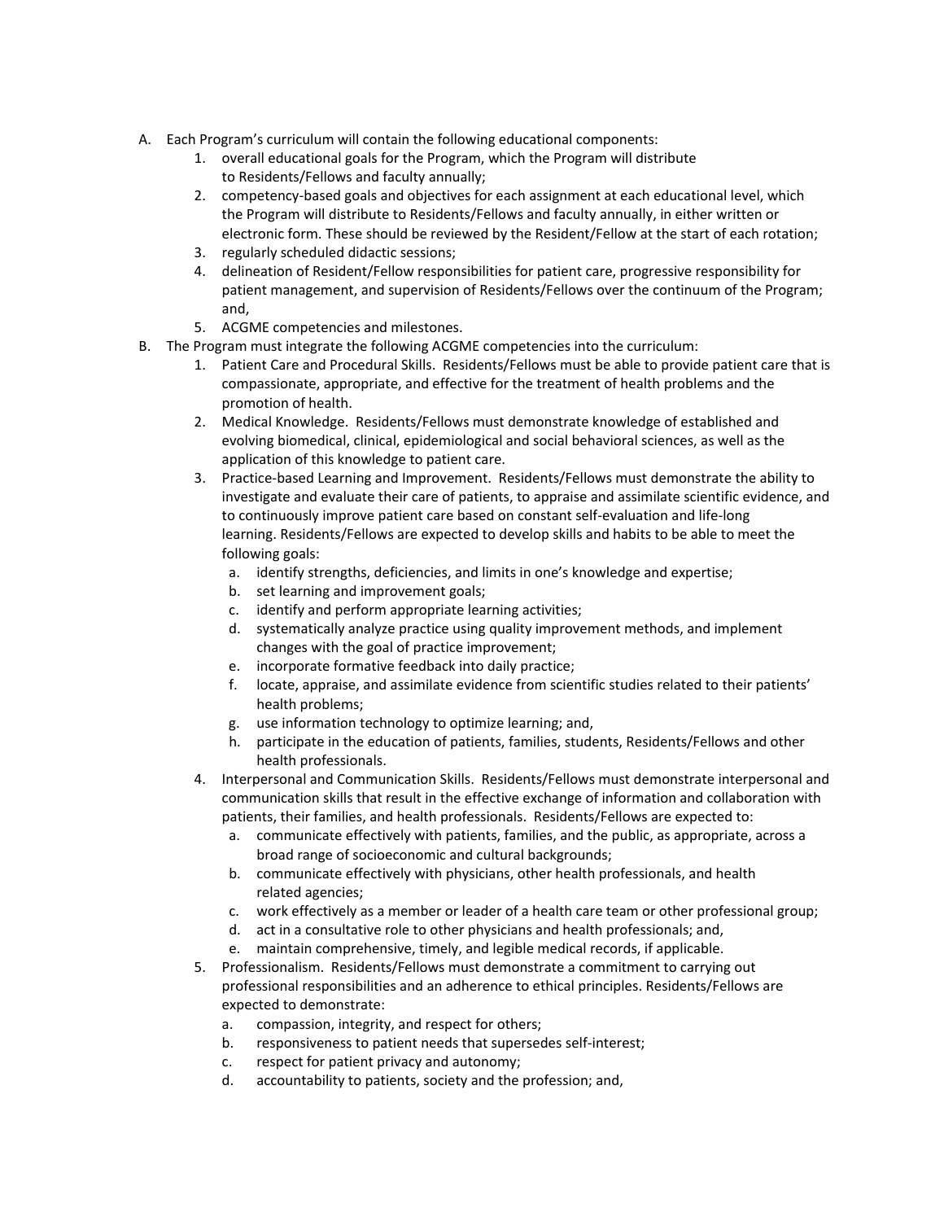A. Each Program's curriculum will contain the following educational components:
   1. overall educational goals for the Program, which the Program will distribute to Residents/Fellows and faculty annually;
   2. competency-based goals and objectives for each assignment at each educational level, which the Program will distribute to Residents/Fellows and faculty annually, in either written or electronic form. These should be reviewed by the Resident/Fellow at the start of each rotation;
   3. regularly scheduled didactic sessions;
   4. delineation of Resident/Fellow responsibilities for patient care, progressive responsibility for patient management, and supervision of Residents/Fellows over the continuum of the Program; and,
   5. ACGME competencies and milestones.
B. The Program must integrate the following ACGME competencies into the curriculum:
   1. Patient Care and Procedural Skills. Residents/Fellows must be able to provide patient care that is compassionate, appropriate, and effective for the treatment of health problems and the promotion of health.
   2. Medical Knowledge. Residents/Fellows must demonstrate knowledge of established and evolving biomedical, clinical, epidemiological and social behavioral sciences, as well as the application of this knowledge to patient care.
   3. Practice-based Learning and Improvement. Residents/Fellows must demonstrate the ability to investigate and evaluate their care of patients, to appraise and assimilate scientific evidence, and to continuously improve patient care based on constant self-evaluation and life-long learning. Residents/Fellows are expected to develop skills and habits to be able to meet the following goals:
      a. identify strengths, deficiencies, and limits in one's knowledge and expertise;
      b. set learning and improvement goals;
      c. identify and perform appropriate learning activities;
      d. systematically analyze practice using quality improvement methods, and implement changes with the goal of practice improvement;
      e. incorporate formative feedback into daily practice;
      f. locate, appraise, and assimilate evidence from scientific studies related to their patients' health problems;
      g. use information technology to optimize learning; and,
      h. participate in the education of patients, families, students, Residents/Fellows and other health professionals.
   4. Interpersonal and Communication Skills. Residents/Fellows must demonstrate interpersonal and communication skills that result in the effective exchange of information and collaboration with patients, their families, and health professionals. Residents/Fellows are expected to:
      a. communicate effectively with patients, families, and the public, as appropriate, across a broad range of socioeconomic and cultural backgrounds;
      b. communicate effectively with physicians, other health professionals, and health related agencies;
      c. work effectively as a member or leader of a health care team or other professional group;
      d. act in a consultative role to other physicians and health professionals; and,
      e. maintain comprehensive, timely, and legible medical records, if applicable.
   5. Professionalism. Residents/Fellows must demonstrate a commitment to carrying out professional responsibilities and an adherence to ethical principles. Residents/Fellows are expected to demonstrate:
      a. compassion, integrity, and respect for others;
      b. responsiveness to patient needs that supersedes self-interest;
      c. respect for patient privacy and autonomy;
      d. accountability to patients, society and the profession; and,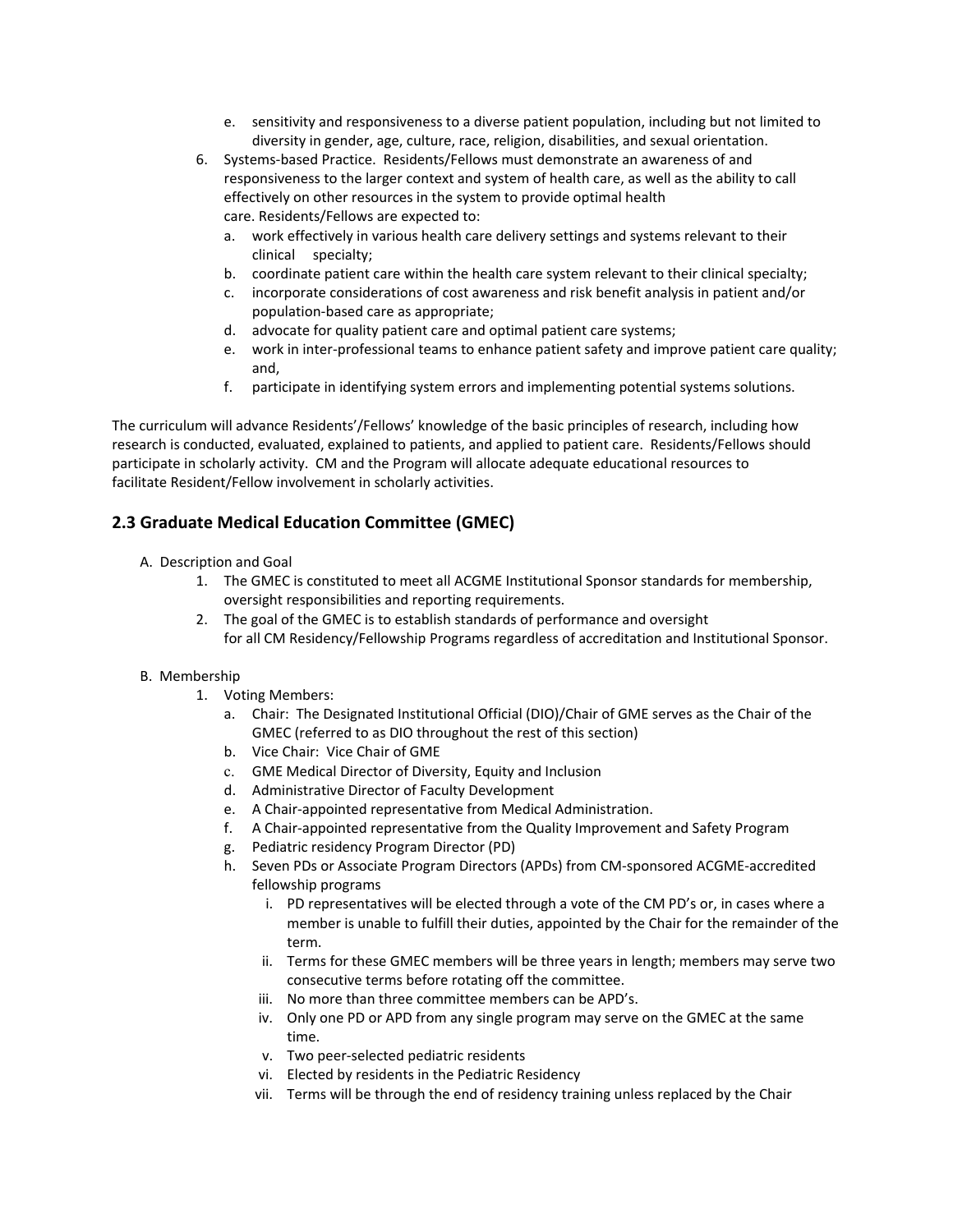e. sensitivity and responsiveness to a diverse patient population, including but not limited to diversity in gender, age, culture, race, religion, disabilities, and sexual orientation.

6. Systems-based Practice. Residents/Fellows must demonstrate an awareness of and responsiveness to the larger context and system of health care, as well as the ability to call effectively on other resources in the system to provide optimal health care. Residents/Fellows are expected to:
   a. work effectively in various health care delivery settings and systems relevant to their clinical specialty;
   b. coordinate patient care within the health care system relevant to their clinical specialty;
   c. incorporate considerations of cost awareness and risk benefit analysis in patient and/or population-based care as appropriate;
   d. advocate for quality patient care and optimal patient care systems;
   e. work in inter-professional teams to enhance patient safety and improve patient care quality; and,
   f. participate in identifying system errors and implementing potential systems solutions.

The curriculum will advance Residents'/Fellows' knowledge of the basic principles of research, including how research is conducted, evaluated, explained to patients, and applied to patient care. Residents/Fellows should participate in scholarly activity. CM and the Program will allocate adequate educational resources to facilitate Resident/Fellow involvement in scholarly activities.

## 2.3 Graduate Medical Education Committee (GMEC)

A. Description and Goal
   1. The GMEC is constituted to meet all ACGME Institutional Sponsor standards for membership, oversight responsibilities and reporting requirements.
   2. The goal of the GMEC is to establish standards of performance and oversight for all CM Residency/Fellowship Programs regardless of accreditation and Institutional Sponsor.

B. Membership
   1. Voting Members:
      a. Chair: The Designated Institutional Official (DIO)/Chair of GME serves as the Chair of the GMEC (referred to as DIO throughout the rest of this section)
      b. Vice Chair: Vice Chair of GME
      c. GME Medical Director of Diversity, Equity and Inclusion
      d. Administrative Director of Faculty Development
      e. A Chair-appointed representative from Medical Administration.
      f. A Chair-appointed representative from the Quality Improvement and Safety Program
      g. Pediatric residency Program Director (PD)
      h. Seven PDs or Associate Program Directors (APDs) from CM-sponsored ACGME-accredited fellowship programs
         i. PD representatives will be elected through a vote of the CM PD's or, in cases where a member is unable to fulfill their duties, appointed by the Chair for the remainder of the term.
         ii. Terms for these GMEC members will be three years in length; members may serve two consecutive terms before rotating off the committee.
         iii. No more than three committee members can be APD's.
         iv. Only one PD or APD from any single program may serve on the GMEC at the same time.
         v. Two peer-selected pediatric residents
         vi. Elected by residents in the Pediatric Residency
         vii. Terms will be through the end of residency training unless replaced by the Chair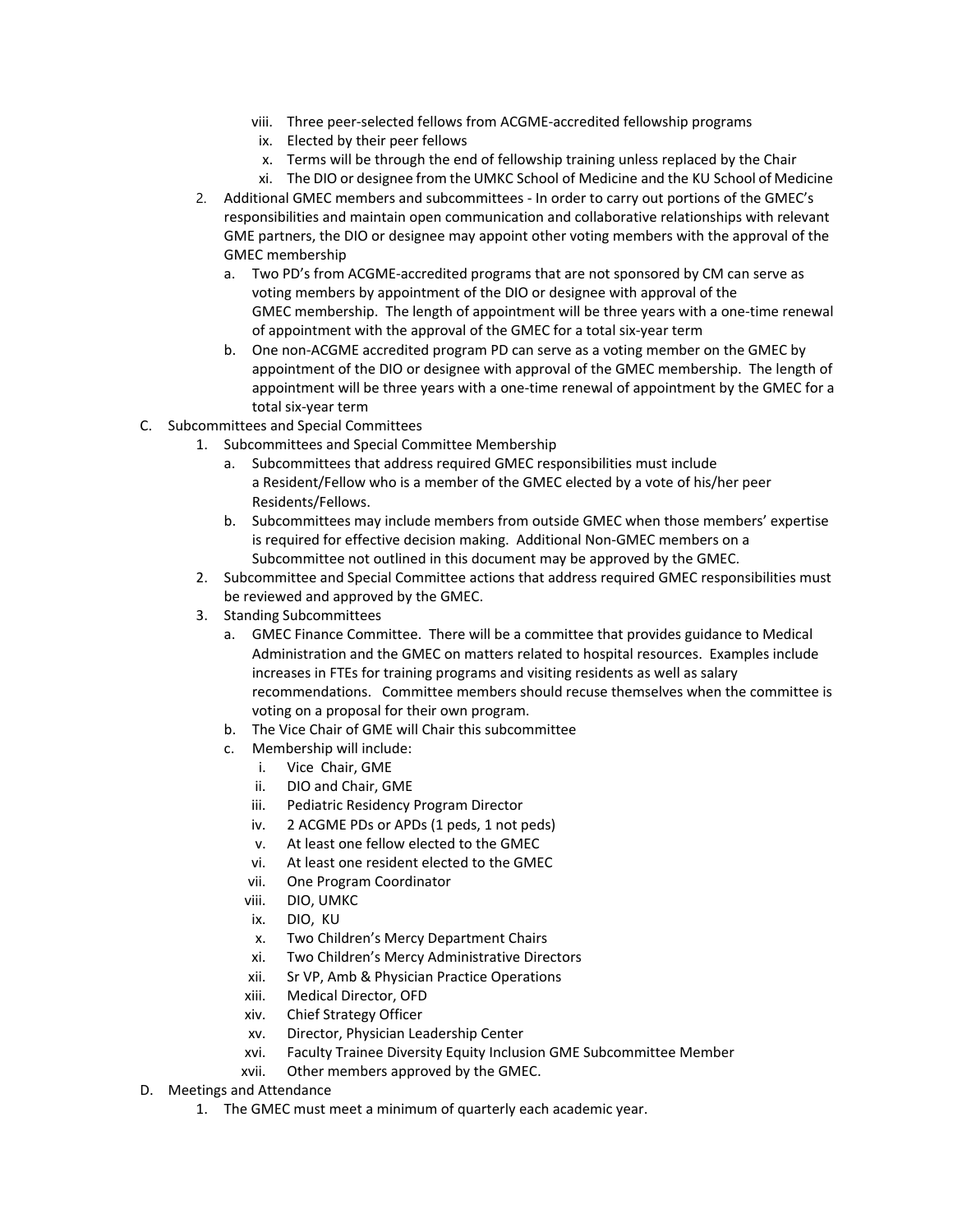viii. Three peer-selected fellows from ACGME-accredited fellowship programs
   ix. Elected by their peer fellows
   x. Terms will be through the end of fellowship training unless replaced by the Chair
   xi. The DIO or designee from the UMKC School of Medicine and the KU School of Medicine

2. Additional GMEC members and subcommittees - In order to carry out portions of the GMEC's responsibilities and maintain open communication and collaborative relationships with relevant GME partners, the DIO or designee may appoint other voting members with the approval of the GMEC membership
   a. Two PD's from ACGME-accredited programs that are not sponsored by CM can serve as voting members by appointment of the DIO or designee with approval of the GMEC membership. The length of appointment will be three years with a one-time renewal of appointment with the approval of the GMEC for a total six-year term
   b. One non-ACGME accredited program PD can serve as a voting member on the GMEC by appointment of the DIO or designee with approval of the GMEC membership. The length of appointment will be three years with a one-time renewal of appointment by the GMEC for a total six-year term

C. Subcommittees and Special Committees
1. Subcommittees and Special Committee Membership
   a. Subcommittees that address required GMEC responsibilities must include a Resident/Fellow who is a member of the GMEC elected by a vote of his/her peer Residents/Fellows.
   b. Subcommittees may include members from outside GMEC when those members' expertise is required for effective decision making. Additional Non-GMEC members on a Subcommittee not outlined in this document may be approved by the GMEC.
2. Subcommittee and Special Committee actions that address required GMEC responsibilities must be reviewed and approved by the GMEC.
3. Standing Subcommittees
   a. GMEC Finance Committee. There will be a committee that provides guidance to Medical Administration and the GMEC on matters related to hospital resources. Examples include increases in FTEs for training programs and visiting residents as well as salary recommendations. Committee members should recuse themselves when the committee is voting on a proposal for their own program.
   b. The Vice Chair of GME will Chair this subcommittee
   c. Membership will include:
      i. Vice Chair, GME
      ii. DIO and Chair, GME
      iii. Pediatric Residency Program Director
      iv. 2 ACGME PDs or APDs (1 peds, 1 not peds)
      v. At least one fellow elected to the GMEC
      vi. At least one resident elected to the GMEC
      vii. One Program Coordinator
      viii. DIO, UMKC
      ix. DIO, KU
      x. Two Children's Mercy Department Chairs
      xi. Two Children's Mercy Administrative Directors
      xii. Sr VP, Amb & Physician Practice Operations
      xiii. Medical Director, OFD
      xiv. Chief Strategy Officer
      xv. Director, Physician Leadership Center
      xvi. Faculty Trainee Diversity Equity Inclusion GME Subcommittee Member
      xvii. Other members approved by the GMEC.

D. Meetings and Attendance
1. The GMEC must meet a minimum of quarterly each academic year.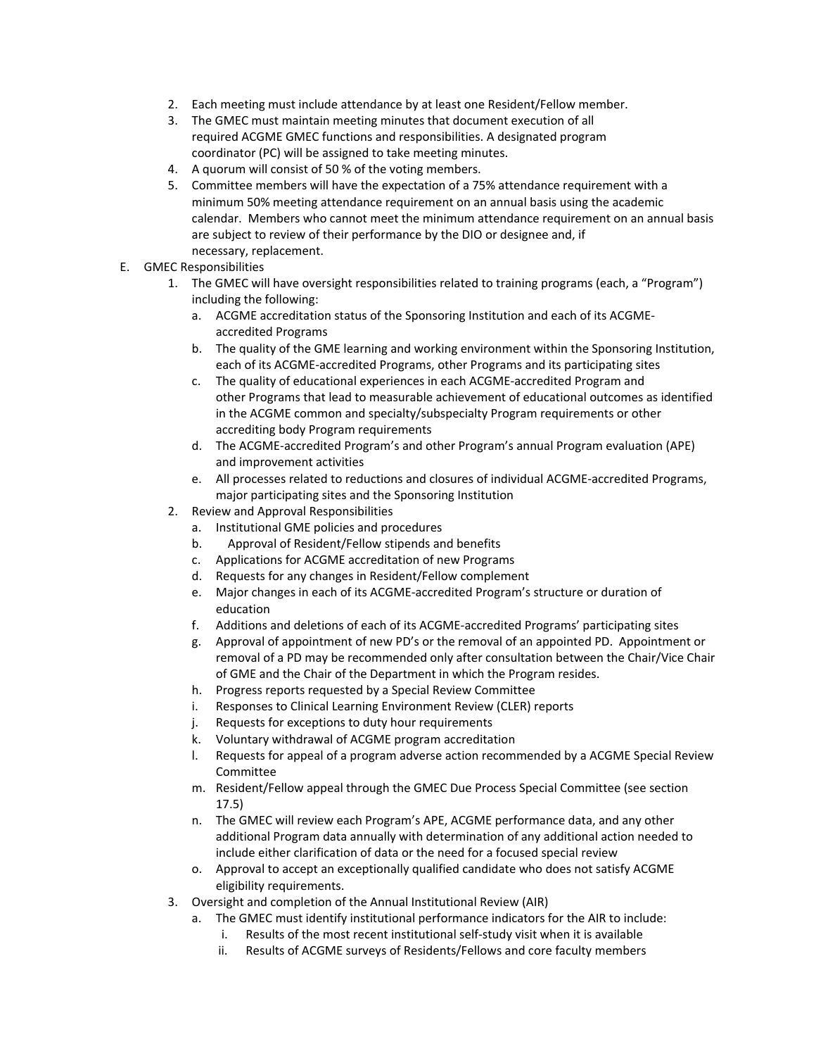2. Each meeting must include attendance by at least one Resident/Fellow member.
3. The GMEC must maintain meeting minutes that document execution of all required ACGME GMEC functions and responsibilities. A designated program coordinator (PC) will be assigned to take meeting minutes.
4. A quorum will consist of 50 % of the voting members.
5. Committee members will have the expectation of a 75% attendance requirement with a minimum 50% meeting attendance requirement on an annual basis using the academic calendar. Members who cannot meet the minimum attendance requirement on an annual basis are subject to review of their performance by the DIO or designee and, if necessary, replacement.

E. GMEC Responsibilities

1. The GMEC will have oversight responsibilities related to training programs (each, a "Program") including the following:
   a. ACGME accreditation status of the Sponsoring Institution and each of its ACGME-accredited Programs
   b. The quality of the GME learning and working environment within the Sponsoring Institution, each of its ACGME-accredited Programs, other Programs and its participating sites
   c. The quality of educational experiences in each ACGME-accredited Program and other Programs that lead to measurable achievement of educational outcomes as identified in the ACGME common and specialty/subspecialty Program requirements or other accrediting body Program requirements
   d. The ACGME-accredited Program's and other Program's annual Program evaluation (APE) and improvement activities
   e. All processes related to reductions and closures of individual ACGME-accredited Programs, major participating sites and the Sponsoring Institution
2. Review and Approval Responsibilities
   a. Institutional GME policies and procedures
   b. Approval of Resident/Fellow stipends and benefits
   c. Applications for ACGME accreditation of new Programs
   d. Requests for any changes in Resident/Fellow complement
   e. Major changes in each of its ACGME-accredited Program's structure or duration of education
   f. Additions and deletions of each of its ACGME-accredited Programs' participating sites
   g. Approval of appointment of new PD's or the removal of an appointed PD. Appointment or removal of a PD may be recommended only after consultation between the Chair/Vice Chair of GME and the Chair of the Department in which the Program resides.
   h. Progress reports requested by a Special Review Committee
   i. Responses to Clinical Learning Environment Review (CLER) reports
   j. Requests for exceptions to duty hour requirements
   k. Voluntary withdrawal of ACGME program accreditation
   l. Requests for appeal of a program adverse action recommended by a ACGME Special Review Committee
   m. Resident/Fellow appeal through the GMEC Due Process Special Committee (see section 17.5)
   n. The GMEC will review each Program's APE, ACGME performance data, and any other additional Program data annually with determination of any additional action needed to include either clarification of data or the need for a focused special review
   o. Approval to accept an exceptionally qualified candidate who does not satisfy ACGME eligibility requirements.
3. Oversight and completion of the Annual Institutional Review (AIR)
   a. The GMEC must identify institutional performance indicators for the AIR to include:
      i. Results of the most recent institutional self-study visit when it is available
      ii. Results of ACGME surveys of Residents/Fellows and core faculty members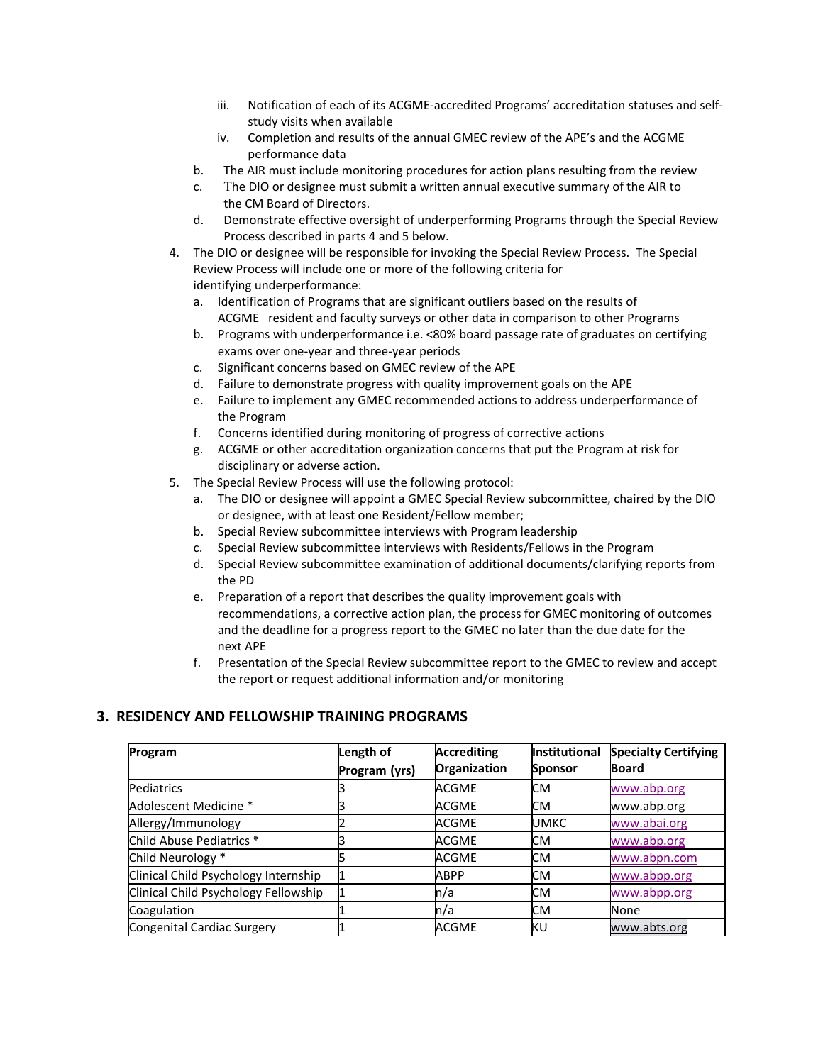iii. Notification of each of its ACGME-accredited Programs' accreditation statuses and self-study visits when available

iv. Completion and results of the annual GMEC review of the APE's and the ACGME performance data

b. The AIR must include monitoring procedures for action plans resulting from the review

c. The DIO or designee must submit a written annual executive summary of the AIR to the CM Board of Directors.

d. Demonstrate effective oversight of underperforming Programs through the Special Review Process described in parts 4 and 5 below.

4. The DIO or designee will be responsible for invoking the Special Review Process. The Special Review Process will include one or more of the following criteria for identifying underperformance:
   a. Identification of Programs that are significant outliers based on the results of ACGME resident and faculty surveys or other data in comparison to other Programs
   b. Programs with underperformance i.e. <80% board passage rate of graduates on certifying exams over one-year and three-year periods
   c. Significant concerns based on GMEC review of the APE
   d. Failure to demonstrate progress with quality improvement goals on the APE
   e. Failure to implement any GMEC recommended actions to address underperformance of the Program
   f. Concerns identified during monitoring of progress of corrective actions
   g. ACGME or other accreditation organization concerns that put the Program at risk for disciplinary or adverse action.

5. The Special Review Process will use the following protocol:
   a. The DIO or designee will appoint a GMEC Special Review subcommittee, chaired by the DIO or designee, with at least one Resident/Fellow member;
   b. Special Review subcommittee interviews with Program leadership
   c. Special Review subcommittee interviews with Residents/Fellows in the Program
   d. Special Review subcommittee examination of additional documents/clarifying reports from the PD
   e. Preparation of a report that describes the quality improvement goals with recommendations, a corrective action plan, the process for GMEC monitoring of outcomes and the deadline for a progress report to the GMEC no later than the due date for the next APE
   f. Presentation of the Special Review subcommittee report to the GMEC to review and accept the report or request additional information and/or monitoring

## 3. RESIDENCY AND FELLOWSHIP TRAINING PROGRAMS

| Program | Length of Program (yrs) | Accrediting Organization | Institutional Sponsor | Specialty Certifying Board |
|---|---|---|---|---|
| Pediatrics | 3 | ACGME | CM | www.abp.org |
| Adolescent Medicine * | 3 | ACGME | CM | www.abp.org |
| Allergy/Immunology | 2 | ACGME | UMKC | www.abai.org |
| Child Abuse Pediatrics * | 3 | ACGME | CM | www.abp.org |
| Child Neurology * | 5 | ACGME | CM | www.abpn.com |
| Clinical Child Psychology Internship | 1 | ABPP | CM | www.abpp.org |
| Clinical Child Psychology Fellowship | 1 | n/a | CM | www.abpp.org |
| Coagulation | 1 | n/a | CM | None |
| Congenital Cardiac Surgery | 1 | ACGME | KU | www.abts.org |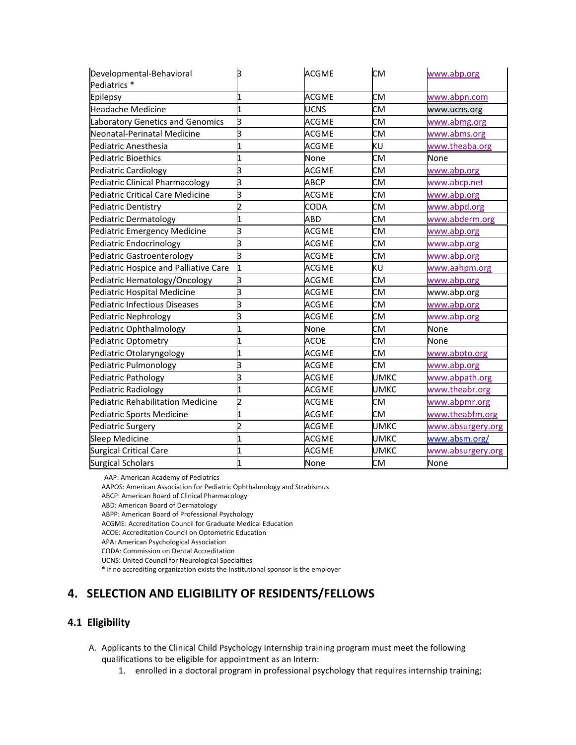| | | | | |
|---|---|---|---|---|
| Developmental-Behavioral Pediatrics * | 3 | ACGME | CM | www.abp.org |
| Epilepsy | 1 | ACGME | CM | www.abpn.com |
| Headache Medicine | 1 | UCNS | CM | www.ucns.org |
| Laboratory Genetics and Genomics | 3 | ACGME | CM | www.abmg.org |
| Neonatal-Perinatal Medicine | 3 | ACGME | CM | www.abms.org |
| Pediatric Anesthesia | 1 | ACGME | KU | www.theaba.org |
| Pediatric Bioethics | 1 | None | CM | None |
| Pediatric Cardiology | 3 | ACGME | CM | www.abp.org |
| Pediatric Clinical Pharmacology | 3 | ABCP | CM | www.abcp.net |
| Pediatric Critical Care Medicine | 3 | ACGME | CM | www.abp.org |
| Pediatric Dentistry | 2 | CODA | CM | www.abpd.org |
| Pediatric Dermatology | 1 | ABD | CM | www.abderm.org |
| Pediatric Emergency Medicine | 3 | ACGME | CM | www.abp.org |
| Pediatric Endocrinology | 3 | ACGME | CM | www.abp.org |
| Pediatric Gastroenterology | 3 | ACGME | CM | www.abp.org |
| Pediatric Hospice and Palliative Care | 1 | ACGME | KU | www.aahpm.org |
| Pediatric Hematology/Oncology | 3 | ACGME | CM | www.abp.org |
| Pediatric Hospital Medicine | 3 | ACGME | CM | www.abp.org |
| Pediatric Infectious Diseases | 3 | ACGME | CM | www.abp.org |
| Pediatric Nephrology | 3 | ACGME | CM | www.abp.org |
| Pediatric Ophthalmology | 1 | None | CM | None |
| Pediatric Optometry | 1 | ACOE | CM | None |
| Pediatric Otolaryngology | 1 | ACGME | CM | www.aboto.org |
| Pediatric Pulmonology | 3 | ACGME | CM | www.abp.org |
| Pediatric Pathology | 3 | ACGME | UMKC | www.abpath.org |
| Pediatric Radiology | 1 | ACGME | UMKC | www.theabr.org |
| Pediatric Rehabilitation Medicine | 2 | ACGME | CM | www.abpmr.org |
| Pediatric Sports Medicine | 1 | ACGME | CM | www.theabfm.org |
| Pediatric Surgery | 2 | ACGME | UMKC | www.absurgery.org |
| Sleep Medicine | 1 | ACGME | UMKC | www.absm.org/ |
| Surgical Critical Care | 1 | ACGME | UMKC | www.absurgery.org |
| Surgical Scholars | 1 | None | CM | None |

AAP: American Academy of Pediatrics
AAPOS: American Association for Pediatric Ophthalmology and Strabismus
ABCP: American Board of Clinical Pharmacology
ABD: American Board of Dermatology
ABPP: American Board of Professional Psychology
ACGME: Accreditation Council for Graduate Medical Education
ACOE: Accreditation Council on Optometric Education
APA: American Psychological Association
CODA: Commission on Dental Accreditation
UCNS: United Council for Neurological Specialties
* If no accrediting organization exists the Institutional sponsor is the employer

# 4. SELECTION AND ELIGIBILITY OF RESIDENTS/FELLOWS

## 4.1 Eligibility

A. Applicants to the Clinical Child Psychology Internship training program must meet the following qualifications to be eligible for appointment as an Intern:
    1. enrolled in a doctoral program in professional psychology that requires internship training;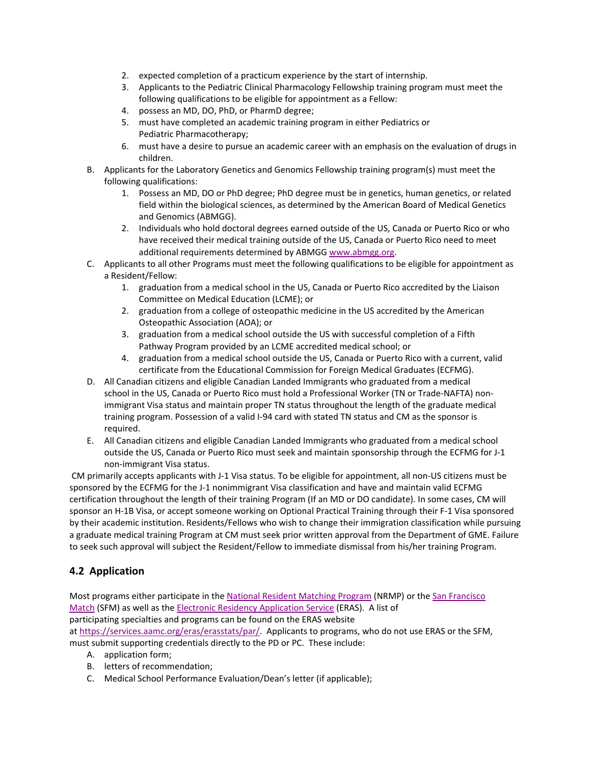2. expected completion of a practicum experience by the start of internship.
3. Applicants to the Pediatric Clinical Pharmacology Fellowship training program must meet the following qualifications to be eligible for appointment as a Fellow:
4. possess an MD, DO, PhD, or PharmD degree;
5. must have completed an academic training program in either Pediatrics or Pediatric Pharmacotherapy;
6. must have a desire to pursue an academic career with an emphasis on the evaluation of drugs in children.

B. Applicants for the Laboratory Genetics and Genomics Fellowship training program(s) must meet the following qualifications:
   1. Possess an MD, DO or PhD degree; PhD degree must be in genetics, human genetics, or related field within the biological sciences, as determined by the American Board of Medical Genetics and Genomics (ABMGG).
   2. Individuals who hold doctoral degrees earned outside of the US, Canada or Puerto Rico or who have received their medical training outside of the US, Canada or Puerto Rico need to meet additional requirements determined by ABMGG [www.abmgg.org](www.abmgg.org).

C. Applicants to all other Programs must meet the following qualifications to be eligible for appointment as a Resident/Fellow:
   1. graduation from a medical school in the US, Canada or Puerto Rico accredited by the Liaison Committee on Medical Education (LCME); or
   2. graduation from a college of osteopathic medicine in the US accredited by the American Osteopathic Association (AOA); or
   3. graduation from a medical school outside the US with successful completion of a Fifth Pathway Program provided by an LCME accredited medical school; or
   4. graduation from a medical school outside the US, Canada or Puerto Rico with a current, valid certificate from the Educational Commission for Foreign Medical Graduates (ECFMG).

D. All Canadian citizens and eligible Canadian Landed Immigrants who graduated from a medical school in the US, Canada or Puerto Rico must hold a Professional Worker (TN or Trade-NAFTA) non-immigrant Visa status and maintain proper TN status throughout the length of the graduate medical training program. Possession of a valid I-94 card with stated TN status and CM as the sponsor is required.

E. All Canadian citizens and eligible Canadian Landed Immigrants who graduated from a medical school outside the US, Canada or Puerto Rico must seek and maintain sponsorship through the ECFMG for J-1 non-immigrant Visa status.

CM primarily accepts applicants with J-1 Visa status. To be eligible for appointment, all non-US citizens must be sponsored by the ECFMG for the J-1 nonimmigrant Visa classification and have and maintain valid ECFMG certification throughout the length of their training Program (If an MD or DO candidate). In some cases, CM will sponsor an H-1B Visa, or accept someone working on Optional Practical Training through their F-1 Visa sponsored by their academic institution. Residents/Fellows who wish to change their immigration classification while pursuing a graduate medical training Program at CM must seek prior written approval from the Department of GME. Failure to seek such approval will subject the Resident/Fellow to immediate dismissal from his/her training Program.

## 4.2 Application

Most programs either participate in the National Resident Matching Program (NRMP) or the San Francisco Match (SFM) as well as the Electronic Residency Application Service (ERAS). A list of participating specialties and programs can be found on the ERAS website at [https://services.aamc.org/eras/erasstats/par/](https://services.aamc.org/eras/erasstats/par/). Applicants to programs, who do not use ERAS or the SFM, must submit supporting credentials directly to the PD or PC. These include:

A. application form;
B. letters of recommendation;
C. Medical School Performance Evaluation/Dean's letter (if applicable);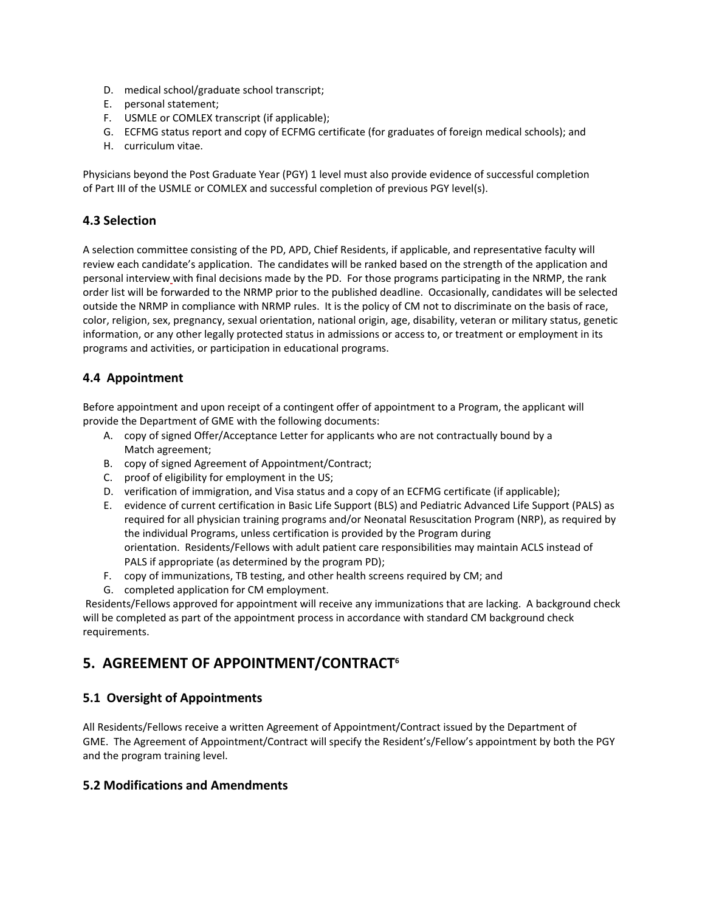D. medical school/graduate school transcript;
E. personal statement;
F. USMLE or COMLEX transcript (if applicable);
G. ECFMG status report and copy of ECFMG certificate (for graduates of foreign medical schools); and
H. curriculum vitae.

Physicians beyond the Post Graduate Year (PGY) 1 level must also provide evidence of successful completion of Part III of the USMLE or COMLEX and successful completion of previous PGY level(s).

### 4.3 Selection

A selection committee consisting of the PD, APD, Chief Residents, if applicable, and representative faculty will review each candidate's application. The candidates will be ranked based on the strength of the application and personal interview with final decisions made by the PD. For those programs participating in the NRMP, the rank order list will be forwarded to the NRMP prior to the published deadline. Occasionally, candidates will be selected outside the NRMP in compliance with NRMP rules. It is the policy of CM not to discriminate on the basis of race, color, religion, sex, pregnancy, sexual orientation, national origin, age, disability, veteran or military status, genetic information, or any other legally protected status in admissions or access to, or treatment or employment in its programs and activities, or participation in educational programs.

### 4.4 Appointment

Before appointment and upon receipt of a contingent offer of appointment to a Program, the applicant will provide the Department of GME with the following documents:

A. copy of signed Offer/Acceptance Letter for applicants who are not contractually bound by a Match agreement;
B. copy of signed Agreement of Appointment/Contract;
C. proof of eligibility for employment in the US;
D. verification of immigration, and Visa status and a copy of an ECFMG certificate (if applicable);
E. evidence of current certification in Basic Life Support (BLS) and Pediatric Advanced Life Support (PALS) as required for all physician training programs and/or Neonatal Resuscitation Program (NRP), as required by the individual Programs, unless certification is provided by the Program during orientation. Residents/Fellows with adult patient care responsibilities may maintain ACLS instead of PALS if appropriate (as determined by the program PD);
F. copy of immunizations, TB testing, and other health screens required by CM; and
G. completed application for CM employment.

Residents/Fellows approved for appointment will receive any immunizations that are lacking. A background check will be completed as part of the appointment process in accordance with standard CM background check requirements.

## 5. AGREEMENT OF APPOINTMENT/CONTRACT[6]

### 5.1 Oversight of Appointments

All Residents/Fellows receive a written Agreement of Appointment/Contract issued by the Department of GME. The Agreement of Appointment/Contract will specify the Resident's/Fellow's appointment by both the PGY and the program training level.

### 5.2 Modifications and Amendments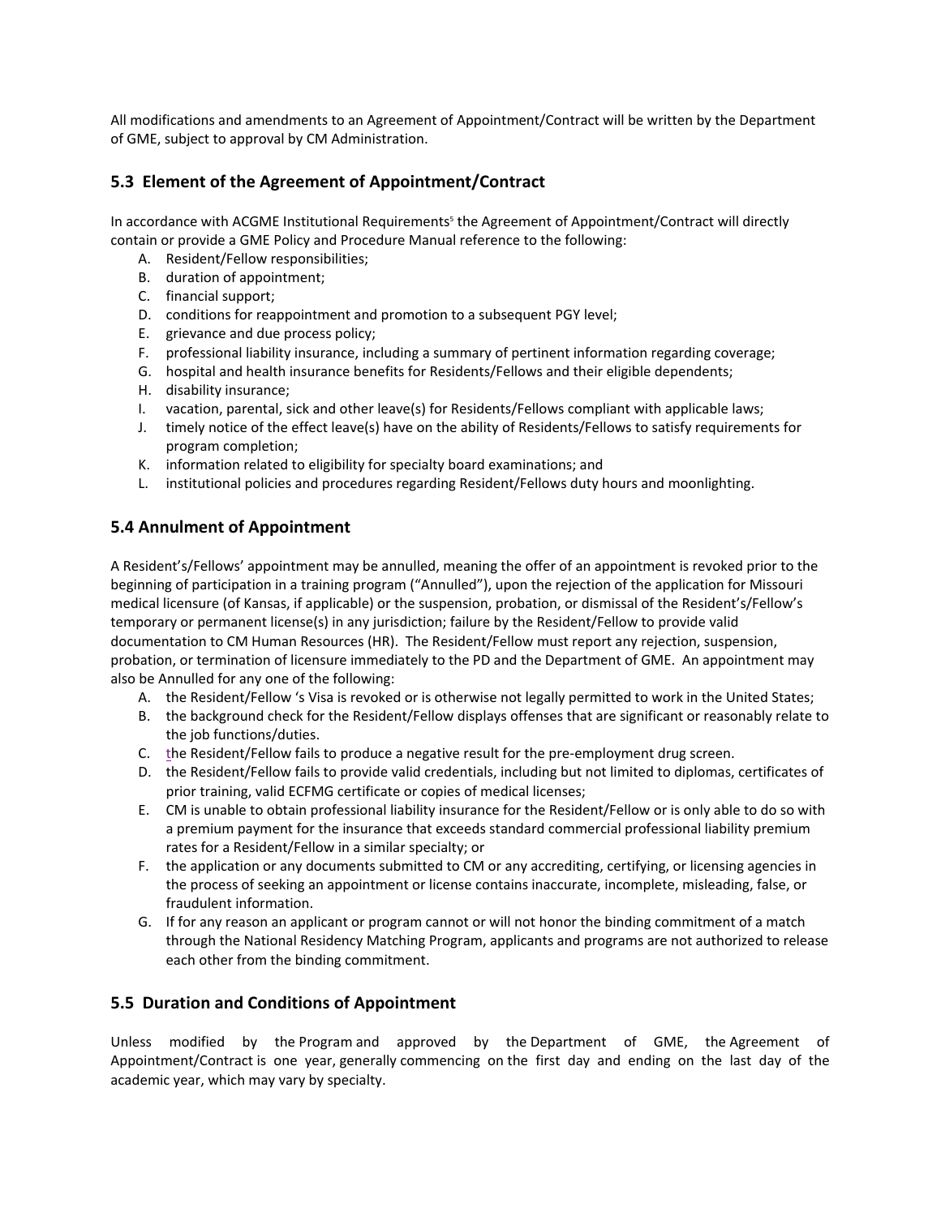All modifications and amendments to an Agreement of Appointment/Contract will be written by the Department of GME, subject to approval by CM Administration.

## 5.3 Element of the Agreement of Appointment/Contract

In accordance with ACGME Institutional Requirements[5] the Agreement of Appointment/Contract will directly contain or provide a GME Policy and Procedure Manual reference to the following:

A. Resident/Fellow responsibilities;
B. duration of appointment;
C. financial support;
D. conditions for reappointment and promotion to a subsequent PGY level;
E. grievance and due process policy;
F. professional liability insurance, including a summary of pertinent information regarding coverage;
G. hospital and health insurance benefits for Residents/Fellows and their eligible dependents;
H. disability insurance;
I. vacation, parental, sick and other leave(s) for Residents/Fellows compliant with applicable laws;
J. timely notice of the effect leave(s) have on the ability of Residents/Fellows to satisfy requirements for program completion;
K. information related to eligibility for specialty board examinations; and
L. institutional policies and procedures regarding Resident/Fellows duty hours and moonlighting.

## 5.4 Annulment of Appointment

A Resident's/Fellows' appointment may be annulled, meaning the offer of an appointment is revoked prior to the beginning of participation in a training program ("Annulled"), upon the rejection of the application for Missouri medical licensure (of Kansas, if applicable) or the suspension, probation, or dismissal of the Resident's/Fellow's temporary or permanent license(s) in any jurisdiction; failure by the Resident/Fellow to provide valid documentation to CM Human Resources (HR). The Resident/Fellow must report any rejection, suspension, probation, or termination of licensure immediately to the PD and the Department of GME. An appointment may also be Annulled for any one of the following:

A. the Resident/Fellow 's Visa is revoked or is otherwise not legally permitted to work in the United States;
B. the background check for the Resident/Fellow displays offenses that are significant or reasonably relate to the job functions/duties.
C. the Resident/Fellow fails to produce a negative result for the pre-employment drug screen.
D. the Resident/Fellow fails to provide valid credentials, including but not limited to diplomas, certificates of prior training, valid ECFMG certificate or copies of medical licenses;
E. CM is unable to obtain professional liability insurance for the Resident/Fellow or is only able to do so with a premium payment for the insurance that exceeds standard commercial professional liability premium rates for a Resident/Fellow in a similar specialty; or
F. the application or any documents submitted to CM or any accrediting, certifying, or licensing agencies in the process of seeking an appointment or license contains inaccurate, incomplete, misleading, false, or fraudulent information.
G. If for any reason an applicant or program cannot or will not honor the binding commitment of a match through the National Residency Matching Program, applicants and programs are not authorized to release each other from the binding commitment.

## 5.5 Duration and Conditions of Appointment

Unless modified by the Program and approved by the Department of GME, the Agreement of Appointment/Contract is one year, generally commencing on the first day and ending on the last day of the academic year, which may vary by specialty.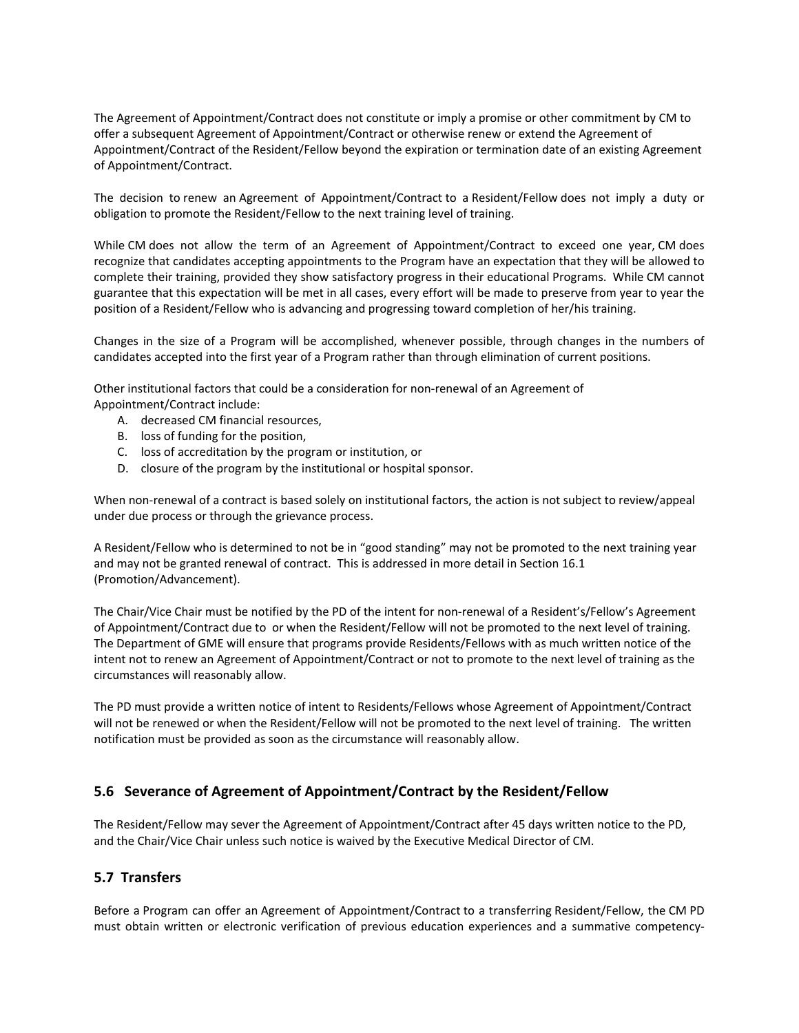The Agreement of Appointment/Contract does not constitute or imply a promise or other commitment by CM to offer a subsequent Agreement of Appointment/Contract or otherwise renew or extend the Agreement of Appointment/Contract of the Resident/Fellow beyond the expiration or termination date of an existing Agreement of Appointment/Contract.

The decision to renew an Agreement of Appointment/Contract to a Resident/Fellow does not imply a duty or obligation to promote the Resident/Fellow to the next training level of training.

While CM does not allow the term of an Agreement of Appointment/Contract to exceed one year, CM does recognize that candidates accepting appointments to the Program have an expectation that they will be allowed to complete their training, provided they show satisfactory progress in their educational Programs. While CM cannot guarantee that this expectation will be met in all cases, every effort will be made to preserve from year to year the position of a Resident/Fellow who is advancing and progressing toward completion of her/his training.

Changes in the size of a Program will be accomplished, whenever possible, through changes in the numbers of candidates accepted into the first year of a Program rather than through elimination of current positions.

Other institutional factors that could be a consideration for non-renewal of an Agreement of Appointment/Contract include:

A. decreased CM financial resources,
B. loss of funding for the position,
C. loss of accreditation by the program or institution, or
D. closure of the program by the institutional or hospital sponsor.

When non-renewal of a contract is based solely on institutional factors, the action is not subject to review/appeal under due process or through the grievance process.

A Resident/Fellow who is determined to not be in "good standing" may not be promoted to the next training year and may not be granted renewal of contract. This is addressed in more detail in Section 16.1 (Promotion/Advancement).

The Chair/Vice Chair must be notified by the PD of the intent for non-renewal of a Resident's/Fellow's Agreement of Appointment/Contract due to or when the Resident/Fellow will not be promoted to the next level of training. The Department of GME will ensure that programs provide Residents/Fellows with as much written notice of the intent not to renew an Agreement of Appointment/Contract or not to promote to the next level of training as the circumstances will reasonably allow.

The PD must provide a written notice of intent to Residents/Fellows whose Agreement of Appointment/Contract will not be renewed or when the Resident/Fellow will not be promoted to the next level of training. The written notification must be provided as soon as the circumstance will reasonably allow.

## 5.6 Severance of Agreement of Appointment/Contract by the Resident/Fellow

The Resident/Fellow may sever the Agreement of Appointment/Contract after 45 days written notice to the PD, and the Chair/Vice Chair unless such notice is waived by the Executive Medical Director of CM.

## 5.7 Transfers

Before a Program can offer an Agreement of Appointment/Contract to a transferring Resident/Fellow, the CM PD must obtain written or electronic verification of previous education experiences and a summative competency-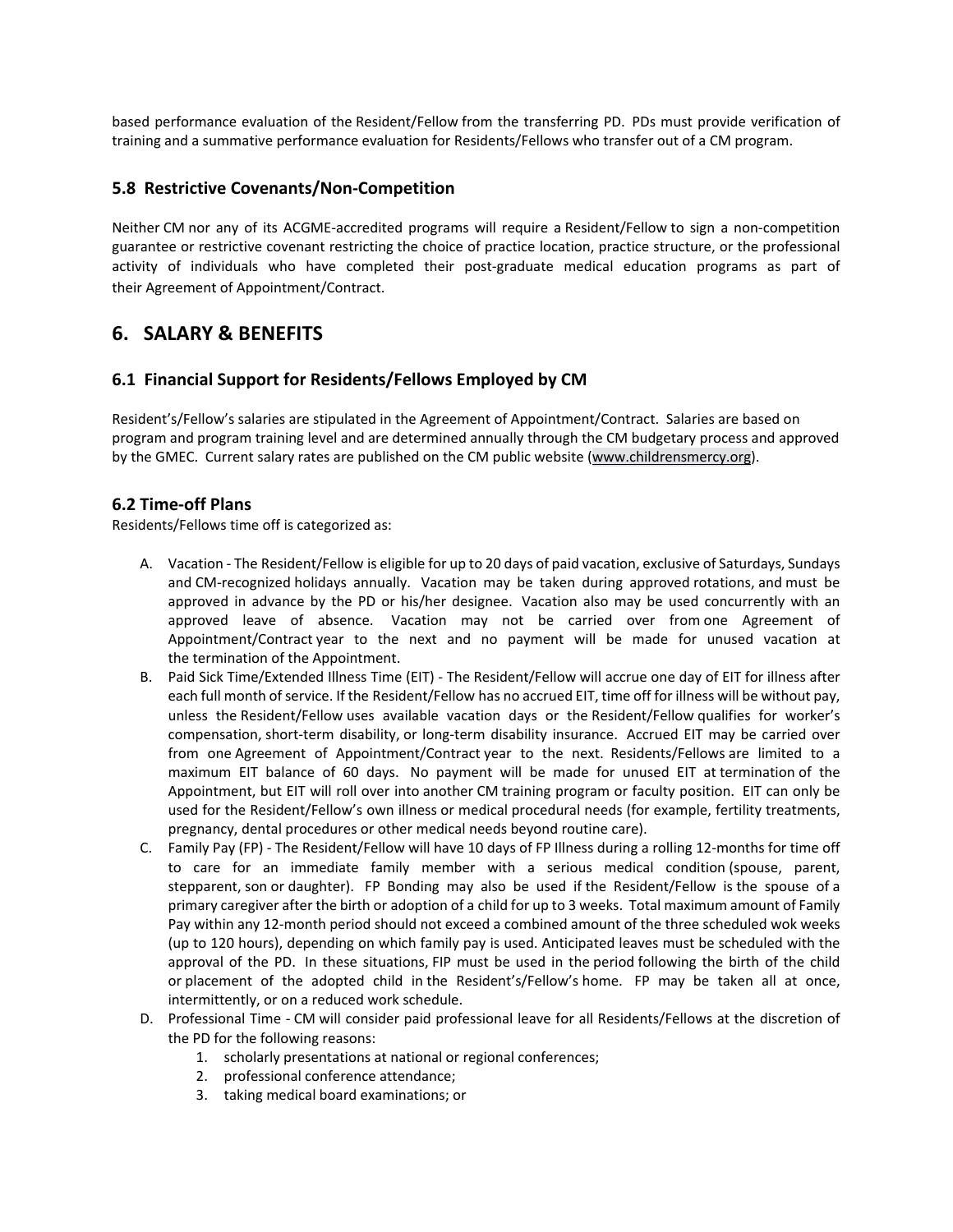based performance evaluation of the Resident/Fellow from the transferring PD. PDs must provide verification of training and a summative performance evaluation for Residents/Fellows who transfer out of a CM program.

### 5.8 Restrictive Covenants/Non-Competition

Neither CM nor any of its ACGME-accredited programs will require a Resident/Fellow to sign a non-competition guarantee or restrictive covenant restricting the choice of practice location, practice structure, or the professional activity of individuals who have completed their post-graduate medical education programs as part of their Agreement of Appointment/Contract.

## 6. SALARY & BENEFITS

### 6.1 Financial Support for Residents/Fellows Employed by CM

Resident's/Fellow's salaries are stipulated in the Agreement of Appointment/Contract. Salaries are based on program and program training level and are determined annually through the CM budgetary process and approved by the GMEC. Current salary rates are published on the CM public website (www.childrensmercy.org).

### 6.2 Time-off Plans

Residents/Fellows time off is categorized as:

A. Vacation - The Resident/Fellow is eligible for up to 20 days of paid vacation, exclusive of Saturdays, Sundays and CM-recognized holidays annually. Vacation may be taken during approved rotations, and must be approved in advance by the PD or his/her designee. Vacation also may be used concurrently with an approved leave of absence. Vacation may not be carried over from one Agreement of Appointment/Contract year to the next and no payment will be made for unused vacation at the termination of the Appointment.

B. Paid Sick Time/Extended Illness Time (EIT) - The Resident/Fellow will accrue one day of EIT for illness after each full month of service. If the Resident/Fellow has no accrued EIT, time off for illness will be without pay, unless the Resident/Fellow uses available vacation days or the Resident/Fellow qualifies for worker's compensation, short-term disability, or long-term disability insurance. Accrued EIT may be carried over from one Agreement of Appointment/Contract year to the next. Residents/Fellows are limited to a maximum EIT balance of 60 days. No payment will be made for unused EIT at termination of the Appointment, but EIT will roll over into another CM training program or faculty position. EIT can only be used for the Resident/Fellow's own illness or medical procedural needs (for example, fertility treatments, pregnancy, dental procedures or other medical needs beyond routine care).

C. Family Pay (FP) - The Resident/Fellow will have 10 days of FP Illness during a rolling 12-months for time off to care for an immediate family member with a serious medical condition (spouse, parent, stepparent, son or daughter). FP Bonding may also be used if the Resident/Fellow is the spouse of a primary caregiver after the birth or adoption of a child for up to 3 weeks. Total maximum amount of Family Pay within any 12-month period should not exceed a combined amount of the three scheduled wok weeks (up to 120 hours), depending on which family pay is used. Anticipated leaves must be scheduled with the approval of the PD. In these situations, FIP must be used in the period following the birth of the child or placement of the adopted child in the Resident's/Fellow's home. FP may be taken all at once, intermittently, or on a reduced work schedule.

D. Professional Time - CM will consider paid professional leave for all Residents/Fellows at the discretion of the PD for the following reasons:
   1. scholarly presentations at national or regional conferences;
   2. professional conference attendance;
   3. taking medical board examinations; or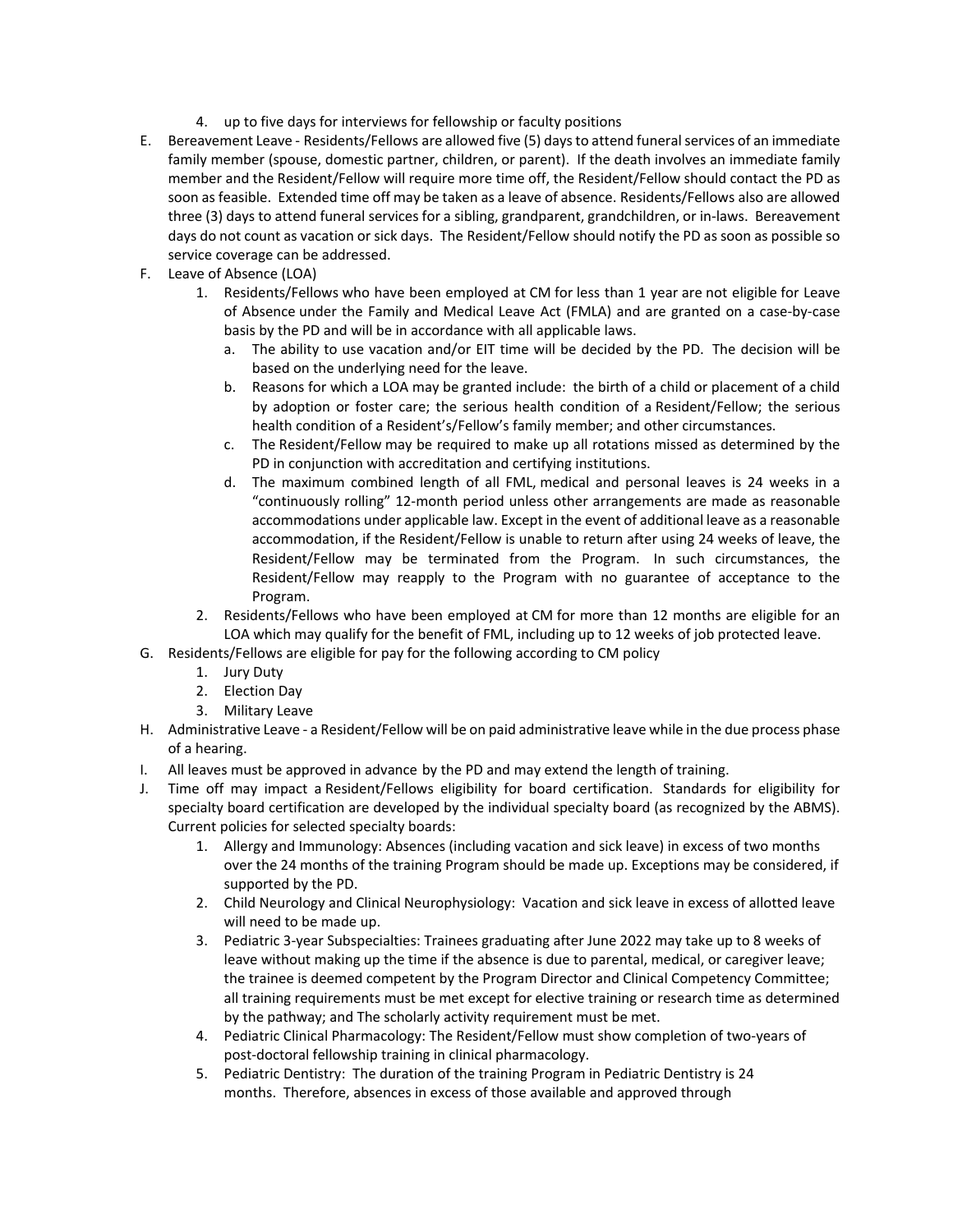4. up to five days for interviews for fellowship or faculty positions

E. Bereavement Leave - Residents/Fellows are allowed five (5) days to attend funeral services of an immediate family member (spouse, domestic partner, children, or parent). If the death involves an immediate family member and the Resident/Fellow will require more time off, the Resident/Fellow should contact the PD as soon as feasible. Extended time off may be taken as a leave of absence. Residents/Fellows also are allowed three (3) days to attend funeral services for a sibling, grandparent, grandchildren, or in-laws. Bereavement days do not count as vacation or sick days. The Resident/Fellow should notify the PD as soon as possible so service coverage can be addressed.

F. Leave of Absence (LOA)
   1. Residents/Fellows who have been employed at CM for less than 1 year are not eligible for Leave of Absence under the Family and Medical Leave Act (FMLA) and are granted on a case-by-case basis by the PD and will be in accordance with all applicable laws.
      a. The ability to use vacation and/or EIT time will be decided by the PD. The decision will be based on the underlying need for the leave.
      b. Reasons for which a LOA may be granted include: the birth of a child or placement of a child by adoption or foster care; the serious health condition of a Resident/Fellow; the serious health condition of a Resident's/Fellow's family member; and other circumstances.
      c. The Resident/Fellow may be required to make up all rotations missed as determined by the PD in conjunction with accreditation and certifying institutions.
      d. The maximum combined length of all FML, medical and personal leaves is 24 weeks in a "continuously rolling" 12-month period unless other arrangements are made as reasonable accommodations under applicable law. Except in the event of additional leave as a reasonable accommodation, if the Resident/Fellow is unable to return after using 24 weeks of leave, the Resident/Fellow may be terminated from the Program. In such circumstances, the Resident/Fellow may reapply to the Program with no guarantee of acceptance to the Program.
   2. Residents/Fellows who have been employed at CM for more than 12 months are eligible for an LOA which may qualify for the benefit of FML, including up to 12 weeks of job protected leave.

G. Residents/Fellows are eligible for pay for the following according to CM policy
   1. Jury Duty
   2. Election Day
   3. Military Leave

H. Administrative Leave - a Resident/Fellow will be on paid administrative leave while in the due process phase of a hearing.

I. All leaves must be approved in advance by the PD and may extend the length of training.

J. Time off may impact a Resident/Fellows eligibility for board certification. Standards for eligibility for specialty board certification are developed by the individual specialty board (as recognized by the ABMS). Current policies for selected specialty boards:
   1. Allergy and Immunology: Absences (including vacation and sick leave) in excess of two months over the 24 months of the training Program should be made up. Exceptions may be considered, if supported by the PD.
   2. Child Neurology and Clinical Neurophysiology: Vacation and sick leave in excess of allotted leave will need to be made up.
   3. Pediatric 3-year Subspecialties: Trainees graduating after June 2022 may take up to 8 weeks of leave without making up the time if the absence is due to parental, medical, or caregiver leave; the trainee is deemed competent by the Program Director and Clinical Competency Committee; all training requirements must be met except for elective training or research time as determined by the pathway; and The scholarly activity requirement must be met.
   4. Pediatric Clinical Pharmacology: The Resident/Fellow must show completion of two-years of post-doctoral fellowship training in clinical pharmacology.
   5. Pediatric Dentistry: The duration of the training Program in Pediatric Dentistry is 24 months. Therefore, absences in excess of those available and approved through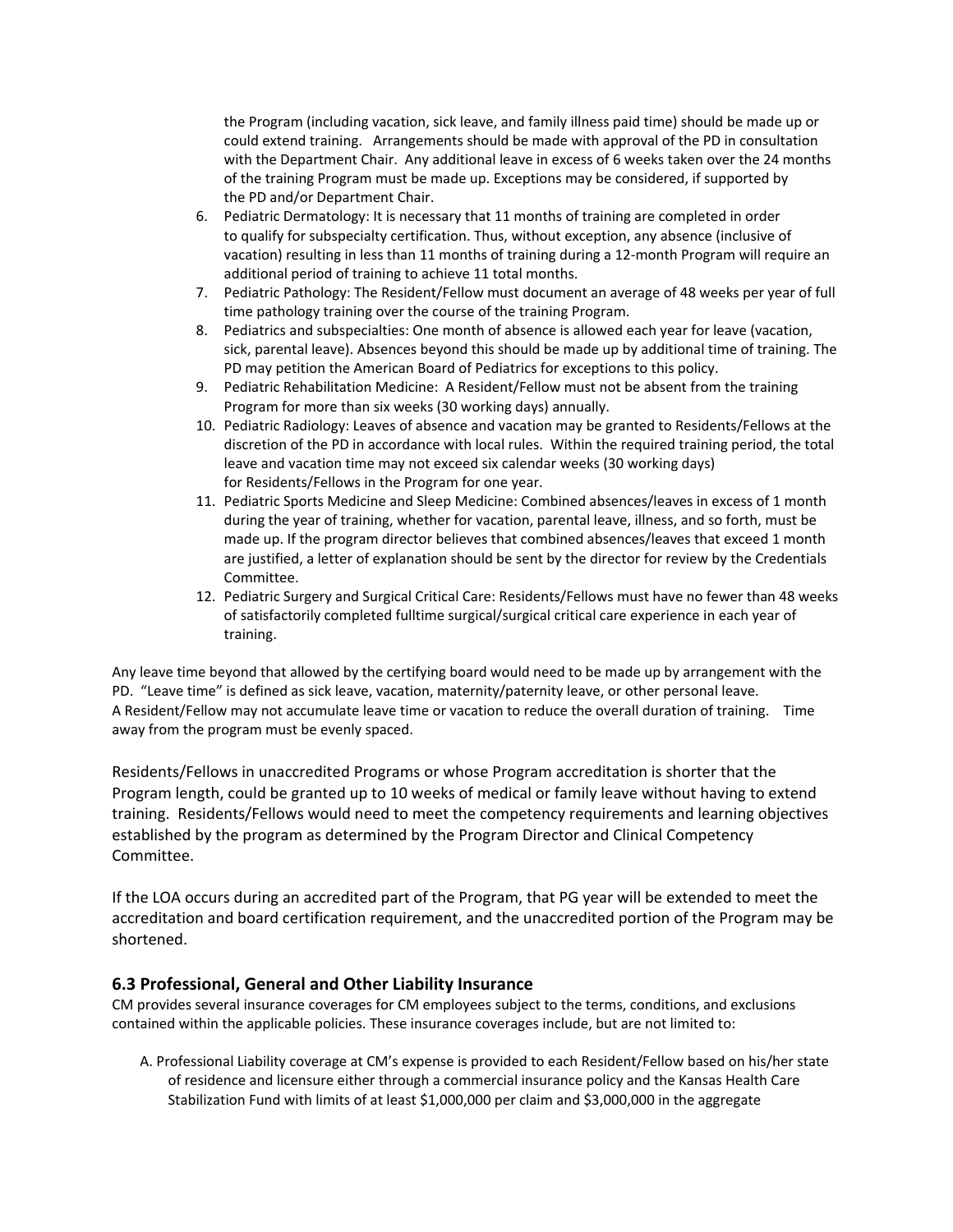the Program (including vacation, sick leave, and family illness paid time) should be made up or could extend training. Arrangements should be made with approval of the PD in consultation with the Department Chair. Any additional leave in excess of 6 weeks taken over the 24 months of the training Program must be made up. Exceptions may be considered, if supported by the PD and/or Department Chair.

6. Pediatric Dermatology: It is necessary that 11 months of training are completed in order to qualify for subspecialty certification. Thus, without exception, any absence (inclusive of vacation) resulting in less than 11 months of training during a 12-month Program will require an additional period of training to achieve 11 total months.
7. Pediatric Pathology: The Resident/Fellow must document an average of 48 weeks per year of full time pathology training over the course of the training Program.
8. Pediatrics and subspecialties: One month of absence is allowed each year for leave (vacation, sick, parental leave). Absences beyond this should be made up by additional time of training. The PD may petition the American Board of Pediatrics for exceptions to this policy.
9. Pediatric Rehabilitation Medicine: A Resident/Fellow must not be absent from the training Program for more than six weeks (30 working days) annually.
10. Pediatric Radiology: Leaves of absence and vacation may be granted to Residents/Fellows at the discretion of the PD in accordance with local rules. Within the required training period, the total leave and vacation time may not exceed six calendar weeks (30 working days) for Residents/Fellows in the Program for one year.
11. Pediatric Sports Medicine and Sleep Medicine: Combined absences/leaves in excess of 1 month during the year of training, whether for vacation, parental leave, illness, and so forth, must be made up. If the program director believes that combined absences/leaves that exceed 1 month are justified, a letter of explanation should be sent by the director for review by the Credentials Committee.
12. Pediatric Surgery and Surgical Critical Care: Residents/Fellows must have no fewer than 48 weeks of satisfactorily completed fulltime surgical/surgical critical care experience in each year of training.

Any leave time beyond that allowed by the certifying board would need to be made up by arrangement with the PD. "Leave time" is defined as sick leave, vacation, maternity/paternity leave, or other personal leave. A Resident/Fellow may not accumulate leave time or vacation to reduce the overall duration of training. Time away from the program must be evenly spaced.

Residents/Fellows in unaccredited Programs or whose Program accreditation is shorter that the Program length, could be granted up to 10 weeks of medical or family leave without having to extend training. Residents/Fellows would need to meet the competency requirements and learning objectives established by the program as determined by the Program Director and Clinical Competency Committee.

If the LOA occurs during an accredited part of the Program, that PG year will be extended to meet the accreditation and board certification requirement, and the unaccredited portion of the Program may be shortened.

### 6.3 Professional, General and Other Liability Insurance

CM provides several insurance coverages for CM employees subject to the terms, conditions, and exclusions contained within the applicable policies. These insurance coverages include, but are not limited to:

A. Professional Liability coverage at CM's expense is provided to each Resident/Fellow based on his/her state of residence and licensure either through a commercial insurance policy and the Kansas Health Care Stabilization Fund with limits of at least $1,000,000 per claim and $3,000,000 in the aggregate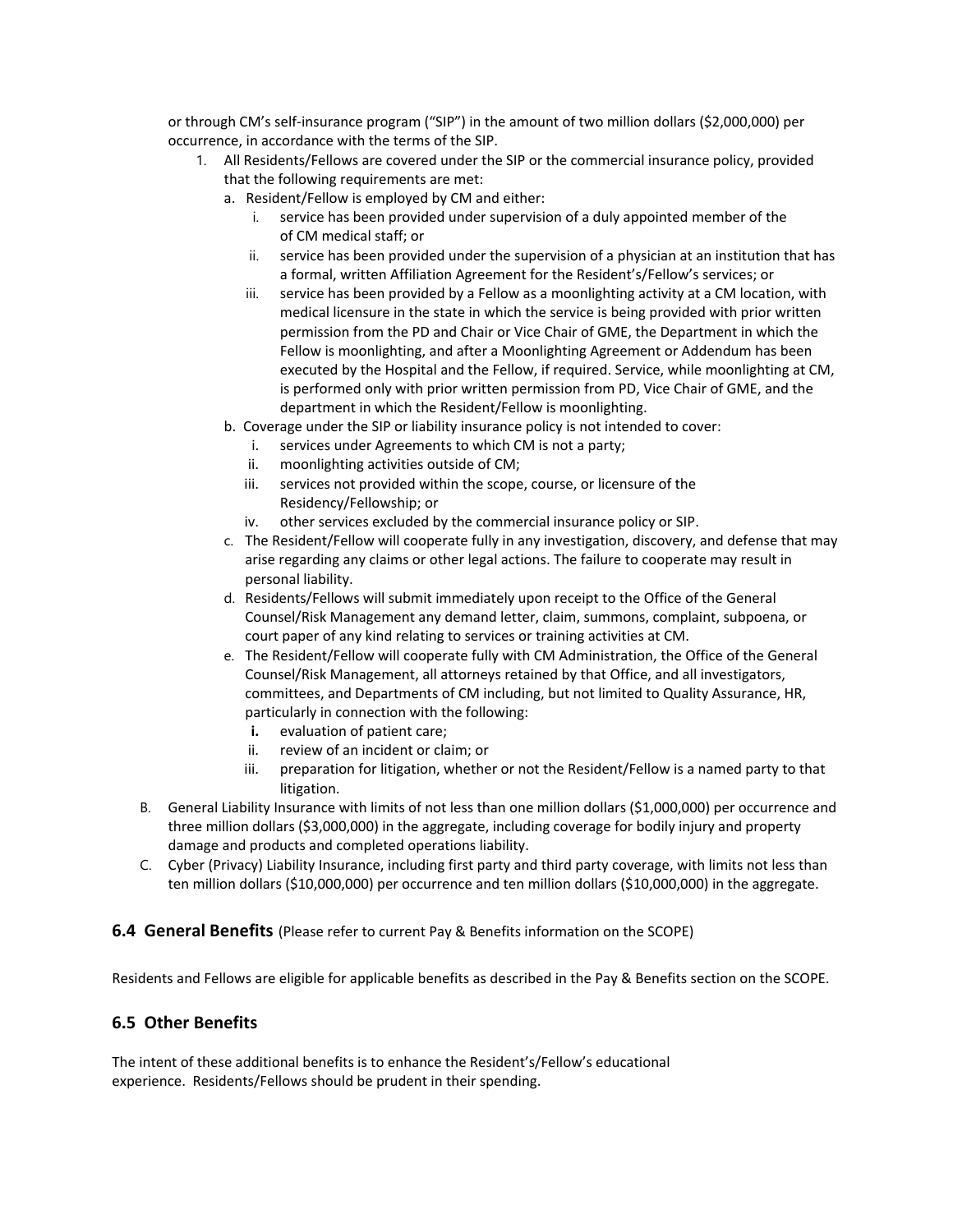or through CM's self-insurance program ("SIP") in the amount of two million dollars ($2,000,000) per occurrence, in accordance with the terms of the SIP.

1. All Residents/Fellows are covered under the SIP or the commercial insurance policy, provided that the following requirements are met:
   a. Resident/Fellow is employed by CM and either:
      i. service has been provided under supervision of a duly appointed member of the of CM medical staff; or
      ii. service has been provided under the supervision of a physician at an institution that has a formal, written Affiliation Agreement for the Resident's/Fellow's services; or
      iii. service has been provided by a Fellow as a moonlighting activity at a CM location, with medical licensure in the state in which the service is being provided with prior written permission from the PD and Chair or Vice Chair of GME, the Department in which the Fellow is moonlighting, and after a Moonlighting Agreement or Addendum has been executed by the Hospital and the Fellow, if required. Service, while moonlighting at CM, is performed only with prior written permission from PD, Vice Chair of GME, and the department in which the Resident/Fellow is moonlighting.
   b. Coverage under the SIP or liability insurance policy is not intended to cover:
      i. services under Agreements to which CM is not a party;
      ii. moonlighting activities outside of CM;
      iii. services not provided within the scope, course, or licensure of the Residency/Fellowship; or
      iv. other services excluded by the commercial insurance policy or SIP.
   c. The Resident/Fellow will cooperate fully in any investigation, discovery, and defense that may arise regarding any claims or other legal actions. The failure to cooperate may result in personal liability.
   d. Residents/Fellows will submit immediately upon receipt to the Office of the General Counsel/Risk Management any demand letter, claim, summons, complaint, subpoena, or court paper of any kind relating to services or training activities at CM.
   e. The Resident/Fellow will cooperate fully with CM Administration, the Office of the General Counsel/Risk Management, all attorneys retained by that Office, and all investigators, committees, and Departments of CM including, but not limited to Quality Assurance, HR, particularly in connection with the following:
      **i.** evaluation of patient care;
      ii. review of an incident or claim; or
      iii. preparation for litigation, whether or not the Resident/Fellow is a named party to that litigation.

B. General Liability Insurance with limits of not less than one million dollars ($1,000,000) per occurrence and three million dollars ($3,000,000) in the aggregate, including coverage for bodily injury and property damage and products and completed operations liability.

C. Cyber (Privacy) Liability Insurance, including first party and third party coverage, with limits not less than ten million dollars ($10,000,000) per occurrence and ten million dollars ($10,000,000) in the aggregate.

## 6.4 General Benefits (Please refer to current Pay & Benefits information on the SCOPE)

Residents and Fellows are eligible for applicable benefits as described in the Pay & Benefits section on the SCOPE.

## 6.5 Other Benefits

The intent of these additional benefits is to enhance the Resident's/Fellow's educational experience. Residents/Fellows should be prudent in their spending.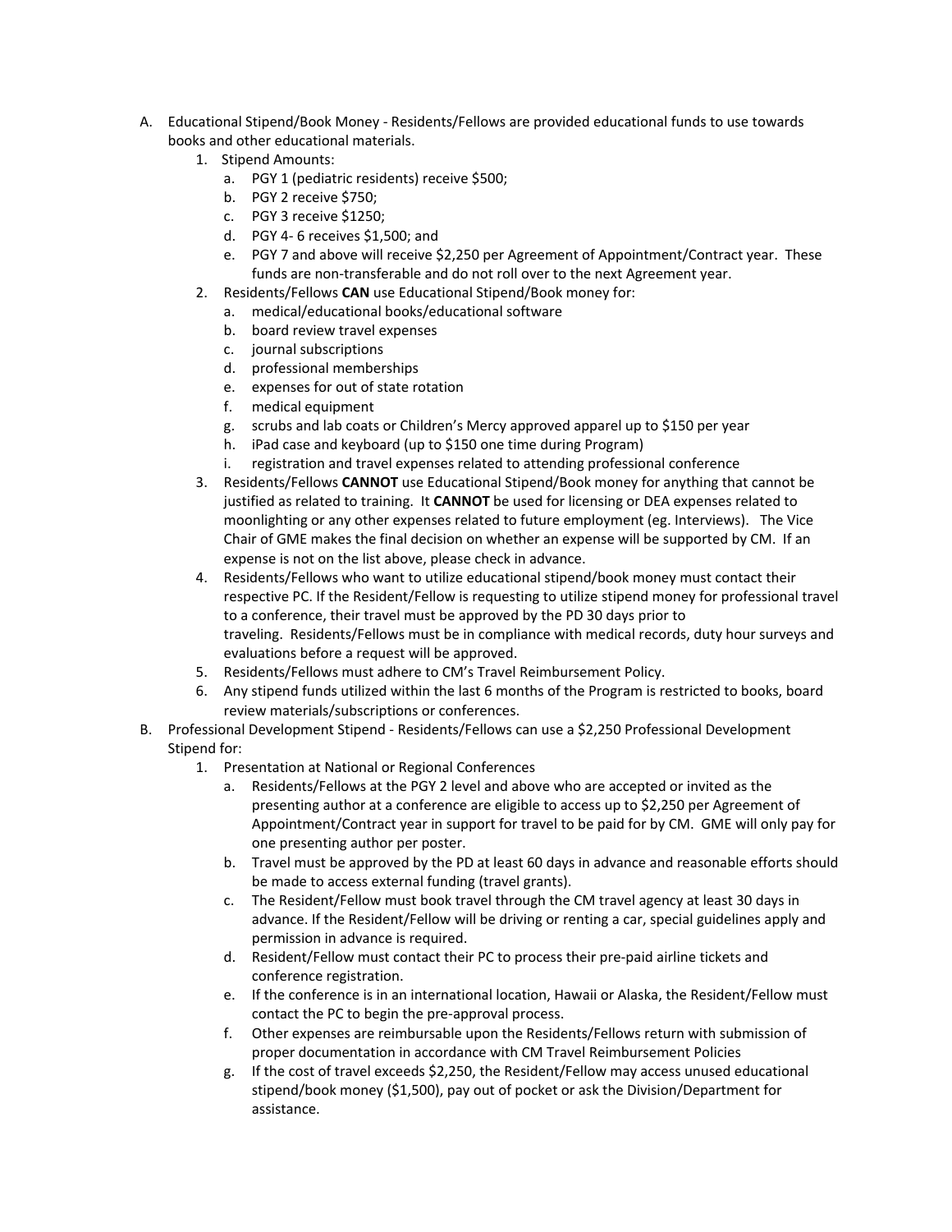A. Educational Stipend/Book Money - Residents/Fellows are provided educational funds to use towards books and other educational materials.

   1. Stipend Amounts:
      a. PGY 1 (pediatric residents) receive $500;
      b. PGY 2 receive $750;
      c. PGY 3 receive $1250;
      d. PGY 4- 6 receives $1,500; and
      e. PGY 7 and above will receive $2,250 per Agreement of Appointment/Contract year. These funds are non-transferable and do not roll over to the next Agreement year.
   2. Residents/Fellows **CAN** use Educational Stipend/Book money for:
      a. medical/educational books/educational software
      b. board review travel expenses
      c. journal subscriptions
      d. professional memberships
      e. expenses for out of state rotation
      f. medical equipment
      g. scrubs and lab coats or Children's Mercy approved apparel up to $150 per year
      h. iPad case and keyboard (up to $150 one time during Program)
      i. registration and travel expenses related to attending professional conference
   3. Residents/Fellows **CANNOT** use Educational Stipend/Book money for anything that cannot be justified as related to training. It **CANNOT** be used for licensing or DEA expenses related to moonlighting or any other expenses related to future employment (eg. Interviews). The Vice Chair of GME makes the final decision on whether an expense will be supported by CM. If an expense is not on the list above, please check in advance.
   4. Residents/Fellows who want to utilize educational stipend/book money must contact their respective PC. If the Resident/Fellow is requesting to utilize stipend money for professional travel to a conference, their travel must be approved by the PD 30 days prior to traveling. Residents/Fellows must be in compliance with medical records, duty hour surveys and evaluations before a request will be approved.
   5. Residents/Fellows must adhere to CM's Travel Reimbursement Policy.
   6. Any stipend funds utilized within the last 6 months of the Program is restricted to books, board review materials/subscriptions or conferences.

B. Professional Development Stipend - Residents/Fellows can use a $2,250 Professional Development Stipend for:

   1. Presentation at National or Regional Conferences
      a. Residents/Fellows at the PGY 2 level and above who are accepted or invited as the presenting author at a conference are eligible to access up to $2,250 per Agreement of Appointment/Contract year in support for travel to be paid for by CM. GME will only pay for one presenting author per poster.
      b. Travel must be approved by the PD at least 60 days in advance and reasonable efforts should be made to access external funding (travel grants).
      c. The Resident/Fellow must book travel through the CM travel agency at least 30 days in advance. If the Resident/Fellow will be driving or renting a car, special guidelines apply and permission in advance is required.
      d. Resident/Fellow must contact their PC to process their pre-paid airline tickets and conference registration.
      e. If the conference is in an international location, Hawaii or Alaska, the Resident/Fellow must contact the PC to begin the pre-approval process.
      f. Other expenses are reimbursable upon the Residents/Fellows return with submission of proper documentation in accordance with CM Travel Reimbursement Policies
      g. If the cost of travel exceeds $2,250, the Resident/Fellow may access unused educational stipend/book money ($1,500), pay out of pocket or ask the Division/Department for assistance.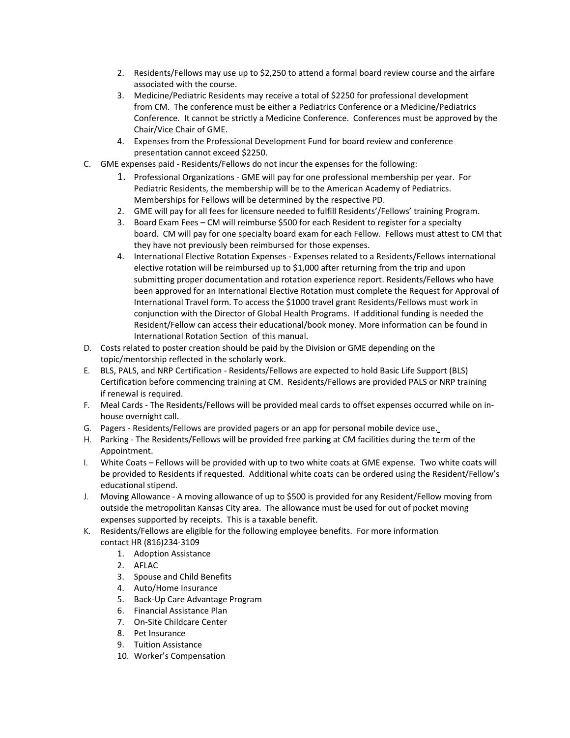2. Residents/Fellows may use up to $2,250 to attend a formal board review course and the airfare associated with the course.
3. Medicine/Pediatric Residents may receive a total of $2250 for professional development from CM. The conference must be either a Pediatrics Conference or a Medicine/Pediatrics Conference. It cannot be strictly a Medicine Conference. Conferences must be approved by the Chair/Vice Chair of GME.
4. Expenses from the Professional Development Fund for board review and conference presentation cannot exceed $2250.

C. GME expenses paid - Residents/Fellows do not incur the expenses for the following:
   1. Professional Organizations - GME will pay for one professional membership per year. For Pediatric Residents, the membership will be to the American Academy of Pediatrics. Memberships for Fellows will be determined by the respective PD.
   2. GME will pay for all fees for licensure needed to fulfill Residents'/Fellows' training Program.
   3. Board Exam Fees – CM will reimburse $500 for each Resident to register for a specialty board. CM will pay for one specialty board exam for each Fellow. Fellows must attest to CM that they have not previously been reimbursed for those expenses.
   4. International Elective Rotation Expenses - Expenses related to a Residents/Fellows international elective rotation will be reimbursed up to $1,000 after returning from the trip and upon submitting proper documentation and rotation experience report. Residents/Fellows who have been approved for an International Elective Rotation must complete the Request for Approval of International Travel form. To access the $1000 travel grant Residents/Fellows must work in conjunction with the Director of Global Health Programs. If additional funding is needed the Resident/Fellow can access their educational/book money. More information can be found in International Rotation Section of this manual.

D. Costs related to poster creation should be paid by the Division or GME depending on the topic/mentorship reflected in the scholarly work.

E. BLS, PALS, and NRP Certification - Residents/Fellows are expected to hold Basic Life Support (BLS) Certification before commencing training at CM. Residents/Fellows are provided PALS or NRP training if renewal is required.

F. Meal Cards - The Residents/Fellows will be provided meal cards to offset expenses occurred while on in-house overnight call.

G. Pagers - Residents/Fellows are provided pagers or an app for personal mobile device use.

H. Parking - The Residents/Fellows will be provided free parking at CM facilities during the term of the Appointment.

I. White Coats – Fellows will be provided with up to two white coats at GME expense. Two white coats will be provided to Residents if requested. Additional white coats can be ordered using the Resident/Fellow's educational stipend.

J. Moving Allowance - A moving allowance of up to $500 is provided for any Resident/Fellow moving from outside the metropolitan Kansas City area. The allowance must be used for out of pocket moving expenses supported by receipts. This is a taxable benefit.

K. Residents/Fellows are eligible for the following employee benefits. For more information contact HR (816)234-3109
   1. Adoption Assistance
   2. AFLAC
   3. Spouse and Child Benefits
   4. Auto/Home Insurance
   5. Back-Up Care Advantage Program
   6. Financial Assistance Plan
   7. On-Site Childcare Center
   8. Pet Insurance
   9. Tuition Assistance
   10. Worker's Compensation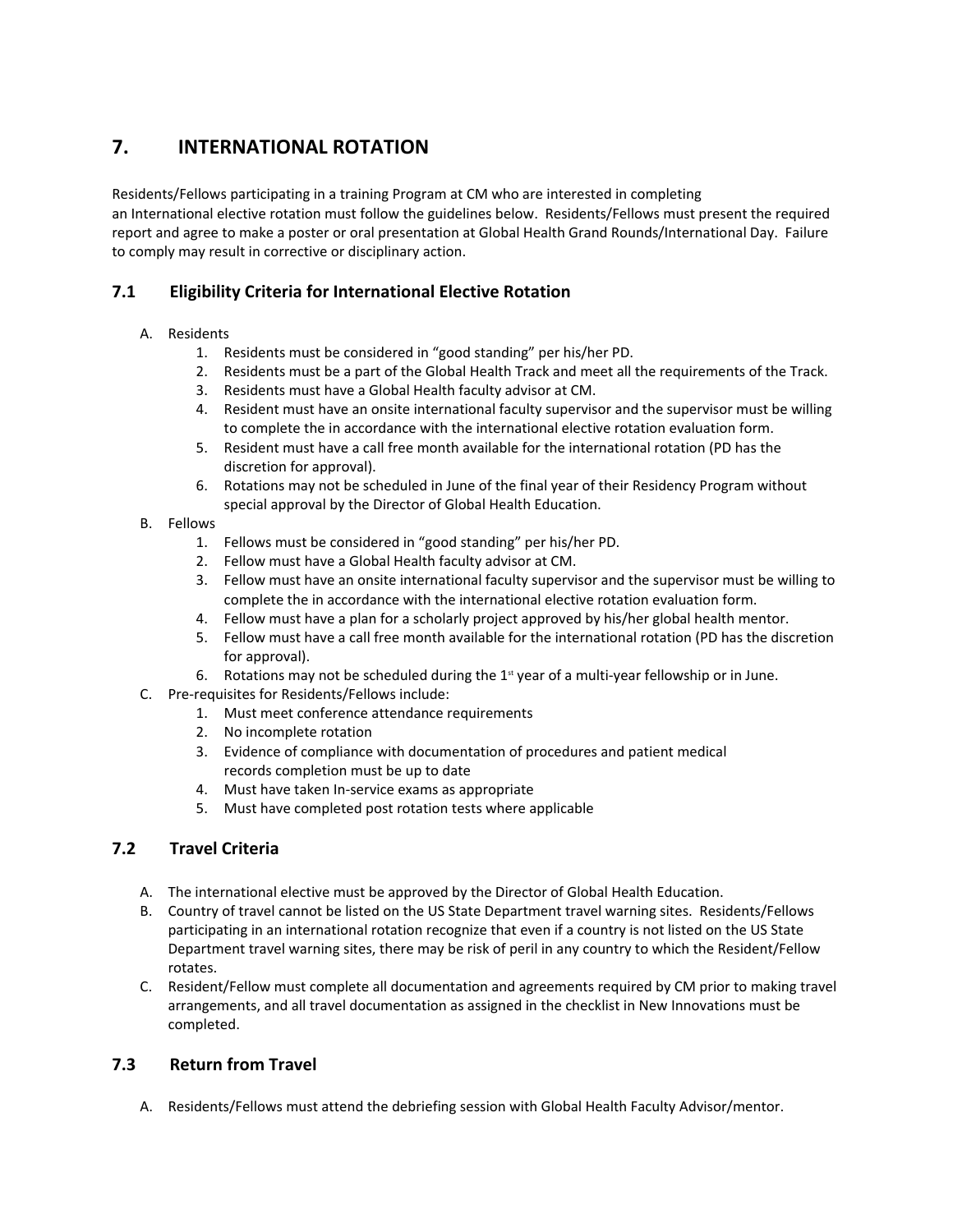## 7. INTERNATIONAL ROTATION

Residents/Fellows participating in a training Program at CM who are interested in completing an International elective rotation must follow the guidelines below. Residents/Fellows must present the required report and agree to make a poster or oral presentation at Global Health Grand Rounds/International Day. Failure to comply may result in corrective or disciplinary action.

### 7.1 Eligibility Criteria for International Elective Rotation

A. Residents
   1. Residents must be considered in "good standing" per his/her PD.
   2. Residents must be a part of the Global Health Track and meet all the requirements of the Track.
   3. Residents must have a Global Health faculty advisor at CM.
   4. Resident must have an onsite international faculty supervisor and the supervisor must be willing to complete the in accordance with the international elective rotation evaluation form.
   5. Resident must have a call free month available for the international rotation (PD has the discretion for approval).
   6. Rotations may not be scheduled in June of the final year of their Residency Program without special approval by the Director of Global Health Education.

B. Fellows
   1. Fellows must be considered in "good standing" per his/her PD.
   2. Fellow must have a Global Health faculty advisor at CM.
   3. Fellow must have an onsite international faculty supervisor and the supervisor must be willing to complete the in accordance with the international elective rotation evaluation form.
   4. Fellow must have a plan for a scholarly project approved by his/her global health mentor.
   5. Fellow must have a call free month available for the international rotation (PD has the discretion for approval).
   6. Rotations may not be scheduled during the 1st year of a multi-year fellowship or in June.

C. Pre-requisites for Residents/Fellows include:
   1. Must meet conference attendance requirements
   2. No incomplete rotation
   3. Evidence of compliance with documentation of procedures and patient medical records completion must be up to date
   4. Must have taken In-service exams as appropriate
   5. Must have completed post rotation tests where applicable

### 7.2 Travel Criteria

A. The international elective must be approved by the Director of Global Health Education.

B. Country of travel cannot be listed on the US State Department travel warning sites. Residents/Fellows participating in an international rotation recognize that even if a country is not listed on the US State Department travel warning sites, there may be risk of peril in any country to which the Resident/Fellow rotates.

C. Resident/Fellow must complete all documentation and agreements required by CM prior to making travel arrangements, and all travel documentation as assigned in the checklist in New Innovations must be completed.

### 7.3 Return from Travel

A. Residents/Fellows must attend the debriefing session with Global Health Faculty Advisor/mentor.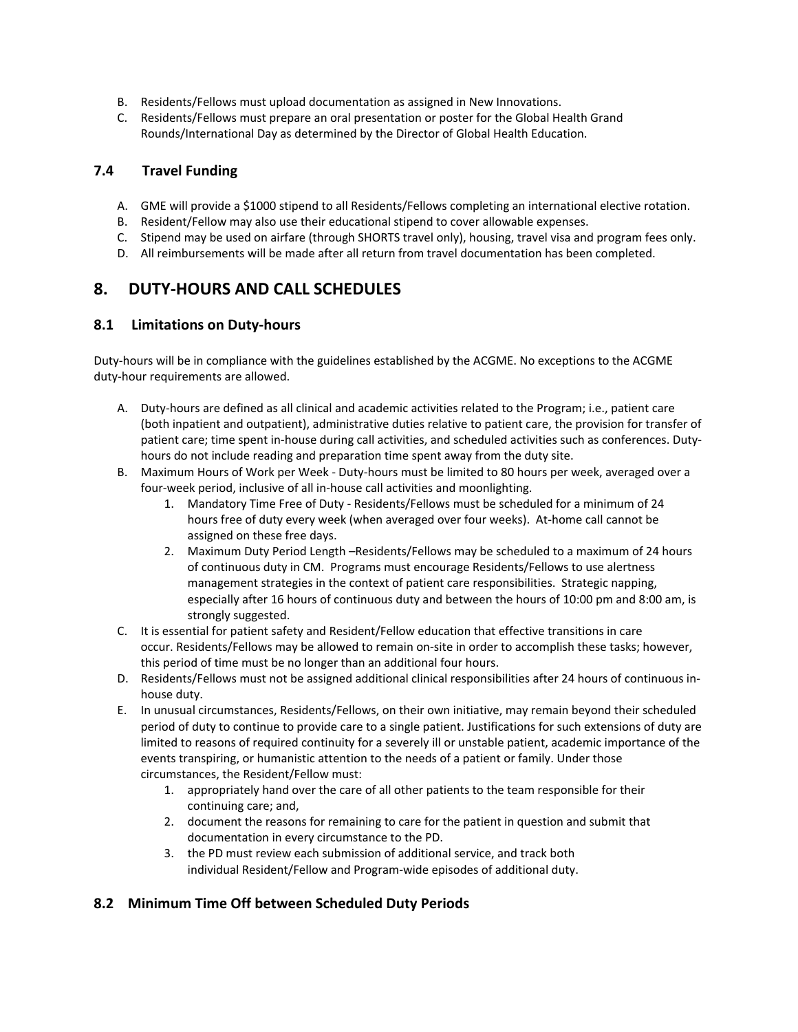B. Residents/Fellows must upload documentation as assigned in New Innovations.
C. Residents/Fellows must prepare an oral presentation or poster for the Global Health Grand Rounds/International Day as determined by the Director of Global Health Education.

### 7.4 Travel Funding

A. GME will provide a $1000 stipend to all Residents/Fellows completing an international elective rotation.
B. Resident/Fellow may also use their educational stipend to cover allowable expenses.
C. Stipend may be used on airfare (through SHORTS travel only), housing, travel visa and program fees only.
D. All reimbursements will be made after all return from travel documentation has been completed.

## 8. DUTY-HOURS AND CALL SCHEDULES

### 8.1 Limitations on Duty-hours

Duty-hours will be in compliance with the guidelines established by the ACGME. No exceptions to the ACGME duty-hour requirements are allowed.

A. Duty-hours are defined as all clinical and academic activities related to the Program; i.e., patient care (both inpatient and outpatient), administrative duties relative to patient care, the provision for transfer of patient care; time spent in-house during call activities, and scheduled activities such as conferences. Duty-hours do not include reading and preparation time spent away from the duty site.
B. Maximum Hours of Work per Week - Duty-hours must be limited to 80 hours per week, averaged over a four-week period, inclusive of all in-house call activities and moonlighting.
    1. Mandatory Time Free of Duty - Residents/Fellows must be scheduled for a minimum of 24 hours free of duty every week (when averaged over four weeks). At-home call cannot be assigned on these free days.
    2. Maximum Duty Period Length –Residents/Fellows may be scheduled to a maximum of 24 hours of continuous duty in CM. Programs must encourage Residents/Fellows to use alertness management strategies in the context of patient care responsibilities. Strategic napping, especially after 16 hours of continuous duty and between the hours of 10:00 pm and 8:00 am, is strongly suggested.
C. It is essential for patient safety and Resident/Fellow education that effective transitions in care occur. Residents/Fellows may be allowed to remain on-site in order to accomplish these tasks; however, this period of time must be no longer than an additional four hours.
D. Residents/Fellows must not be assigned additional clinical responsibilities after 24 hours of continuous in-house duty.
E. In unusual circumstances, Residents/Fellows, on their own initiative, may remain beyond their scheduled period of duty to continue to provide care to a single patient. Justifications for such extensions of duty are limited to reasons of required continuity for a severely ill or unstable patient, academic importance of the events transpiring, or humanistic attention to the needs of a patient or family. Under those circumstances, the Resident/Fellow must:
    1. appropriately hand over the care of all other patients to the team responsible for their continuing care; and,
    2. document the reasons for remaining to care for the patient in question and submit that documentation in every circumstance to the PD.
    3. the PD must review each submission of additional service, and track both individual Resident/Fellow and Program-wide episodes of additional duty.

### 8.2 Minimum Time Off between Scheduled Duty Periods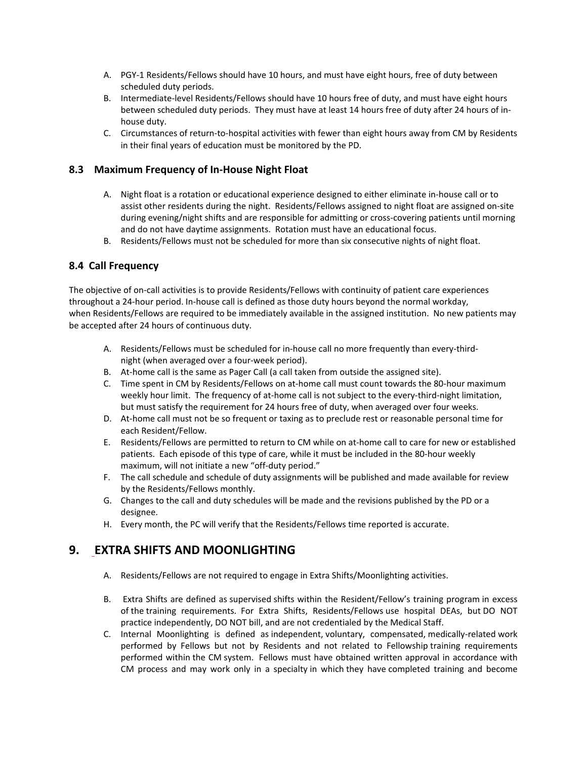A. PGY-1 Residents/Fellows should have 10 hours, and must have eight hours, free of duty between scheduled duty periods.
B. Intermediate-level Residents/Fellows should have 10 hours free of duty, and must have eight hours between scheduled duty periods. They must have at least 14 hours free of duty after 24 hours of in-house duty.
C. Circumstances of return-to-hospital activities with fewer than eight hours away from CM by Residents in their final years of education must be monitored by the PD.

### 8.3 Maximum Frequency of In-House Night Float

A. Night float is a rotation or educational experience designed to either eliminate in-house call or to assist other residents during the night. Residents/Fellows assigned to night float are assigned on-site during evening/night shifts and are responsible for admitting or cross-covering patients until morning and do not have daytime assignments. Rotation must have an educational focus.
B. Residents/Fellows must not be scheduled for more than six consecutive nights of night float.

### 8.4 Call Frequency

The objective of on-call activities is to provide Residents/Fellows with continuity of patient care experiences throughout a 24-hour period. In-house call is defined as those duty hours beyond the normal workday, when Residents/Fellows are required to be immediately available in the assigned institution. No new patients may be accepted after 24 hours of continuous duty.

A. Residents/Fellows must be scheduled for in-house call no more frequently than every-third-night (when averaged over a four-week period).
B. At-home call is the same as Pager Call (a call taken from outside the assigned site).
C. Time spent in CM by Residents/Fellows on at-home call must count towards the 80-hour maximum weekly hour limit. The frequency of at-home call is not subject to the every-third-night limitation, but must satisfy the requirement for 24 hours free of duty, when averaged over four weeks.
D. At-home call must not be so frequent or taxing as to preclude rest or reasonable personal time for each Resident/Fellow.
E. Residents/Fellows are permitted to return to CM while on at-home call to care for new or established patients. Each episode of this type of care, while it must be included in the 80-hour weekly maximum, will not initiate a new "off-duty period."
F. The call schedule and schedule of duty assignments will be published and made available for review by the Residents/Fellows monthly.
G. Changes to the call and duty schedules will be made and the revisions published by the PD or a designee.
H. Every month, the PC will verify that the Residents/Fellows time reported is accurate.

## 9. EXTRA SHIFTS AND MOONLIGHTING

A. Residents/Fellows are not required to engage in Extra Shifts/Moonlighting activities.

B. Extra Shifts are defined as supervised shifts within the Resident/Fellow's training program in excess of the training requirements. For Extra Shifts, Residents/Fellows use hospital DEAs, but DO NOT practice independently, DO NOT bill, and are not credentialed by the Medical Staff.

C. Internal Moonlighting is defined as independent, voluntary, compensated, medically-related work performed by Fellows but not by Residents and not related to Fellowship training requirements performed within the CM system. Fellows must have obtained written approval in accordance with CM process and may work only in a specialty in which they have completed training and become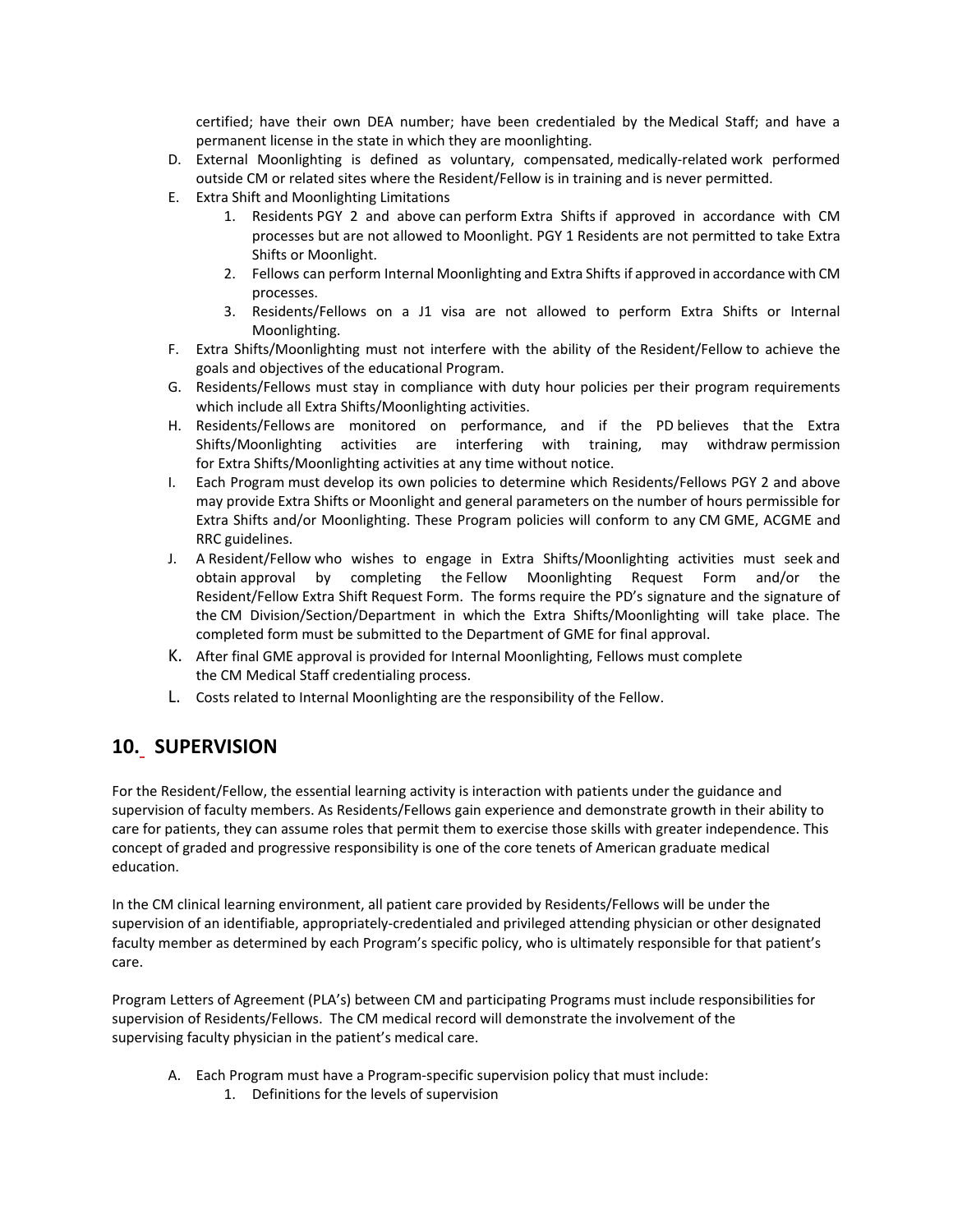certified; have their own DEA number; have been credentialed by the Medical Staff; and have a permanent license in the state in which they are moonlighting.

D. External Moonlighting is defined as voluntary, compensated, medically-related work performed outside CM or related sites where the Resident/Fellow is in training and is never permitted.

E. Extra Shift and Moonlighting Limitations
   1. Residents PGY 2 and above can perform Extra Shifts if approved in accordance with CM processes but are not allowed to Moonlight. PGY 1 Residents are not permitted to take Extra Shifts or Moonlight.
   2. Fellows can perform Internal Moonlighting and Extra Shifts if approved in accordance with CM processes.
   3. Residents/Fellows on a J1 visa are not allowed to perform Extra Shifts or Internal Moonlighting.

F. Extra Shifts/Moonlighting must not interfere with the ability of the Resident/Fellow to achieve the goals and objectives of the educational Program.

G. Residents/Fellows must stay in compliance with duty hour policies per their program requirements which include all Extra Shifts/Moonlighting activities.

H. Residents/Fellows are monitored on performance, and if the PD believes that the Extra Shifts/Moonlighting activities are interfering with training, may withdraw permission for Extra Shifts/Moonlighting activities at any time without notice.

I. Each Program must develop its own policies to determine which Residents/Fellows PGY 2 and above may provide Extra Shifts or Moonlight and general parameters on the number of hours permissible for Extra Shifts and/or Moonlighting. These Program policies will conform to any CM GME, ACGME and RRC guidelines.

J. A Resident/Fellow who wishes to engage in Extra Shifts/Moonlighting activities must seek and obtain approval by completing the Fellow Moonlighting Request Form and/or the Resident/Fellow Extra Shift Request Form. The forms require the PD's signature and the signature of the CM Division/Section/Department in which the Extra Shifts/Moonlighting will take place. The completed form must be submitted to the Department of GME for final approval.

K. After final GME approval is provided for Internal Moonlighting, Fellows must complete the CM Medical Staff credentialing process.

L. Costs related to Internal Moonlighting are the responsibility of the Fellow.

## 10. SUPERVISION

For the Resident/Fellow, the essential learning activity is interaction with patients under the guidance and supervision of faculty members. As Residents/Fellows gain experience and demonstrate growth in their ability to care for patients, they can assume roles that permit them to exercise those skills with greater independence. This concept of graded and progressive responsibility is one of the core tenets of American graduate medical education.

In the CM clinical learning environment, all patient care provided by Residents/Fellows will be under the supervision of an identifiable, appropriately-credentialed and privileged attending physician or other designated faculty member as determined by each Program's specific policy, who is ultimately responsible for that patient's care.

Program Letters of Agreement (PLA's) between CM and participating Programs must include responsibilities for supervision of Residents/Fellows. The CM medical record will demonstrate the involvement of the supervising faculty physician in the patient's medical care.

A. Each Program must have a Program-specific supervision policy that must include:
   1. Definitions for the levels of supervision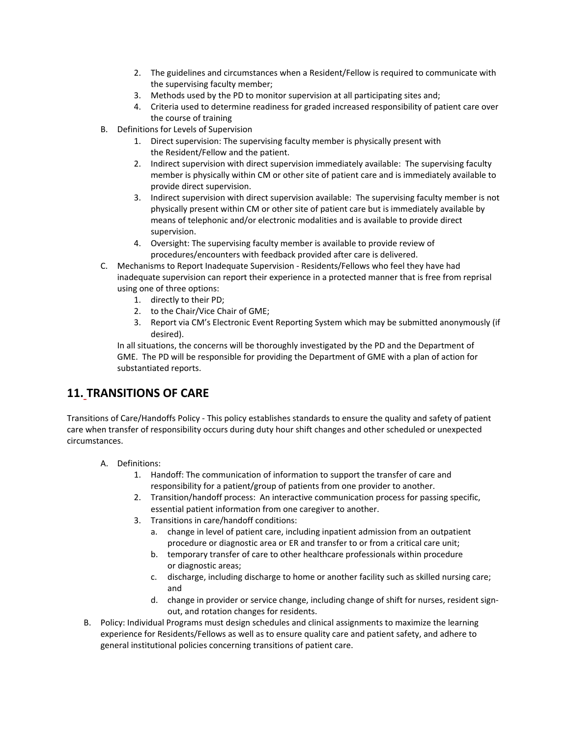2. The guidelines and circumstances when a Resident/Fellow is required to communicate with the supervising faculty member;
3. Methods used by the PD to monitor supervision at all participating sites and;
4. Criteria used to determine readiness for graded increased responsibility of patient care over the course of training

B. Definitions for Levels of Supervision
   1. Direct supervision: The supervising faculty member is physically present with the Resident/Fellow and the patient.
   2. Indirect supervision with direct supervision immediately available: The supervising faculty member is physically within CM or other site of patient care and is immediately available to provide direct supervision.
   3. Indirect supervision with direct supervision available: The supervising faculty member is not physically present within CM or other site of patient care but is immediately available by means of telephonic and/or electronic modalities and is available to provide direct supervision.
   4. Oversight: The supervising faculty member is available to provide review of procedures/encounters with feedback provided after care is delivered.

C. Mechanisms to Report Inadequate Supervision - Residents/Fellows who feel they have had inadequate supervision can report their experience in a protected manner that is free from reprisal using one of three options:
   1. directly to their PD;
   2. to the Chair/Vice Chair of GME;
   3. Report via CM's Electronic Event Reporting System which may be submitted anonymously (if desired).

   In all situations, the concerns will be thoroughly investigated by the PD and the Department of GME. The PD will be responsible for providing the Department of GME with a plan of action for substantiated reports.

## 11. TRANSITIONS OF CARE

Transitions of Care/Handoffs Policy - This policy establishes standards to ensure the quality and safety of patient care when transfer of responsibility occurs during duty hour shift changes and other scheduled or unexpected circumstances.

A. Definitions:
   1. Handoff: The communication of information to support the transfer of care and responsibility for a patient/group of patients from one provider to another.
   2. Transition/handoff process: An interactive communication process for passing specific, essential patient information from one caregiver to another.
   3. Transitions in care/handoff conditions:
      a. change in level of patient care, including inpatient admission from an outpatient procedure or diagnostic area or ER and transfer to or from a critical care unit;
      b. temporary transfer of care to other healthcare professionals within procedure or diagnostic areas;
      c. discharge, including discharge to home or another facility such as skilled nursing care; and
      d. change in provider or service change, including change of shift for nurses, resident sign-out, and rotation changes for residents.

B. Policy: Individual Programs must design schedules and clinical assignments to maximize the learning experience for Residents/Fellows as well as to ensure quality care and patient safety, and adhere to general institutional policies concerning transitions of patient care.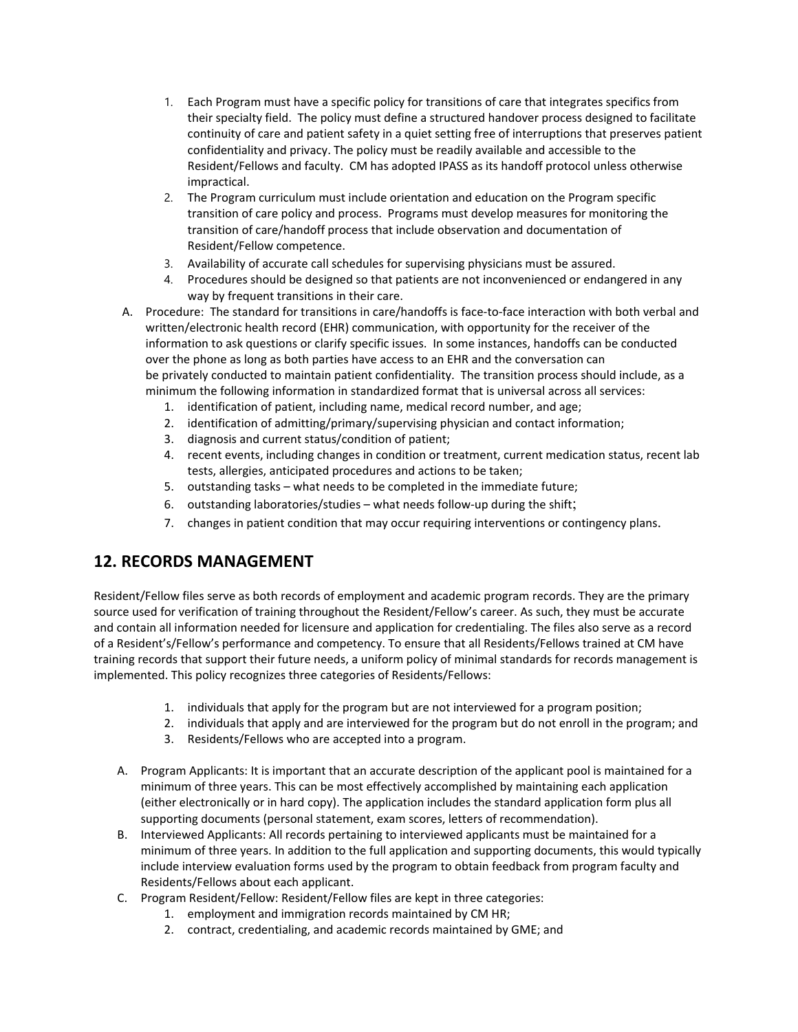1. Each Program must have a specific policy for transitions of care that integrates specifics from their specialty field. The policy must define a structured handover process designed to facilitate continuity of care and patient safety in a quiet setting free of interruptions that preserves patient confidentiality and privacy. The policy must be readily available and accessible to the Resident/Fellows and faculty. CM has adopted IPASS as its handoff protocol unless otherwise impractical.
2. The Program curriculum must include orientation and education on the Program specific transition of care policy and process. Programs must develop measures for monitoring the transition of care/handoff process that include observation and documentation of Resident/Fellow competence.
3. Availability of accurate call schedules for supervising physicians must be assured.
4. Procedures should be designed so that patients are not inconvenienced or endangered in any way by frequent transitions in their care.

A. Procedure: The standard for transitions in care/handoffs is face-to-face interaction with both verbal and written/electronic health record (EHR) communication, with opportunity for the receiver of the information to ask questions or clarify specific issues. In some instances, handoffs can be conducted over the phone as long as both parties have access to an EHR and the conversation can be privately conducted to maintain patient confidentiality. The transition process should include, as a minimum the following information in standardized format that is universal across all services:
   1. identification of patient, including name, medical record number, and age;
   2. identification of admitting/primary/supervising physician and contact information;
   3. diagnosis and current status/condition of patient;
   4. recent events, including changes in condition or treatment, current medication status, recent lab tests, allergies, anticipated procedures and actions to be taken;
   5. outstanding tasks – what needs to be completed in the immediate future;
   6. outstanding laboratories/studies – what needs follow-up during the shift;
   7. changes in patient condition that may occur requiring interventions or contingency plans.

## 12. RECORDS MANAGEMENT

Resident/Fellow files serve as both records of employment and academic program records. They are the primary source used for verification of training throughout the Resident/Fellow's career. As such, they must be accurate and contain all information needed for licensure and application for credentialing. The files also serve as a record of a Resident's/Fellow's performance and competency. To ensure that all Residents/Fellows trained at CM have training records that support their future needs, a uniform policy of minimal standards for records management is implemented. This policy recognizes three categories of Residents/Fellows:

1. individuals that apply for the program but are not interviewed for a program position;
2. individuals that apply and are interviewed for the program but do not enroll in the program; and
3. Residents/Fellows who are accepted into a program.

A. Program Applicants: It is important that an accurate description of the applicant pool is maintained for a minimum of three years. This can be most effectively accomplished by maintaining each application (either electronically or in hard copy). The application includes the standard application form plus all supporting documents (personal statement, exam scores, letters of recommendation).

B. Interviewed Applicants: All records pertaining to interviewed applicants must be maintained for a minimum of three years. In addition to the full application and supporting documents, this would typically include interview evaluation forms used by the program to obtain feedback from program faculty and Residents/Fellows about each applicant.

C. Program Resident/Fellow: Resident/Fellow files are kept in three categories:
   1. employment and immigration records maintained by CM HR;
   2. contract, credentialing, and academic records maintained by GME; and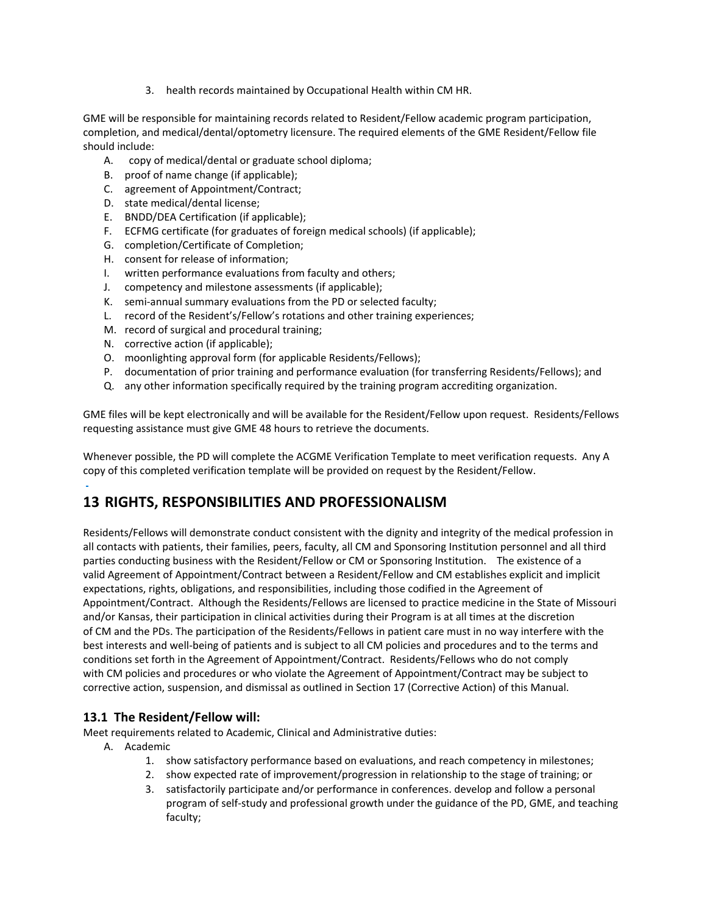3. health records maintained by Occupational Health within CM HR.

GME will be responsible for maintaining records related to Resident/Fellow academic program participation, completion, and medical/dental/optometry licensure. The required elements of the GME Resident/Fellow file should include:

A. copy of medical/dental or graduate school diploma;
B. proof of name change (if applicable);
C. agreement of Appointment/Contract;
D. state medical/dental license;
E. BNDD/DEA Certification (if applicable);
F. ECFMG certificate (for graduates of foreign medical schools) (if applicable);
G. completion/Certificate of Completion;
H. consent for release of information;
I. written performance evaluations from faculty and others;
J. competency and milestone assessments (if applicable);
K. semi-annual summary evaluations from the PD or selected faculty;
L. record of the Resident's/Fellow's rotations and other training experiences;
M. record of surgical and procedural training;
N. corrective action (if applicable);
O. moonlighting approval form (for applicable Residents/Fellows);
P. documentation of prior training and performance evaluation (for transferring Residents/Fellows); and
Q. any other information specifically required by the training program accrediting organization.

GME files will be kept electronically and will be available for the Resident/Fellow upon request. Residents/Fellows requesting assistance must give GME 48 hours to retrieve the documents.

Whenever possible, the PD will complete the ACGME Verification Template to meet verification requests. Any A copy of this completed verification template will be provided on request by the Resident/Fellow.

# 13 RIGHTS, RESPONSIBILITIES AND PROFESSIONALISM

Residents/Fellows will demonstrate conduct consistent with the dignity and integrity of the medical profession in all contacts with patients, their families, peers, faculty, all CM and Sponsoring Institution personnel and all third parties conducting business with the Resident/Fellow or CM or Sponsoring Institution. The existence of a valid Agreement of Appointment/Contract between a Resident/Fellow and CM establishes explicit and implicit expectations, rights, obligations, and responsibilities, including those codified in the Agreement of Appointment/Contract. Although the Residents/Fellows are licensed to practice medicine in the State of Missouri and/or Kansas, their participation in clinical activities during their Program is at all times at the discretion of CM and the PDs. The participation of the Residents/Fellows in patient care must in no way interfere with the best interests and well-being of patients and is subject to all CM policies and procedures and to the terms and conditions set forth in the Agreement of Appointment/Contract. Residents/Fellows who do not comply with CM policies and procedures or who violate the Agreement of Appointment/Contract may be subject to corrective action, suspension, and dismissal as outlined in Section 17 (Corrective Action) of this Manual.

## 13.1 The Resident/Fellow will:

Meet requirements related to Academic, Clinical and Administrative duties:

A. Academic
   1. show satisfactory performance based on evaluations, and reach competency in milestones;
   2. show expected rate of improvement/progression in relationship to the stage of training; or
   3. satisfactorily participate and/or performance in conferences. develop and follow a personal program of self-study and professional growth under the guidance of the PD, GME, and teaching faculty;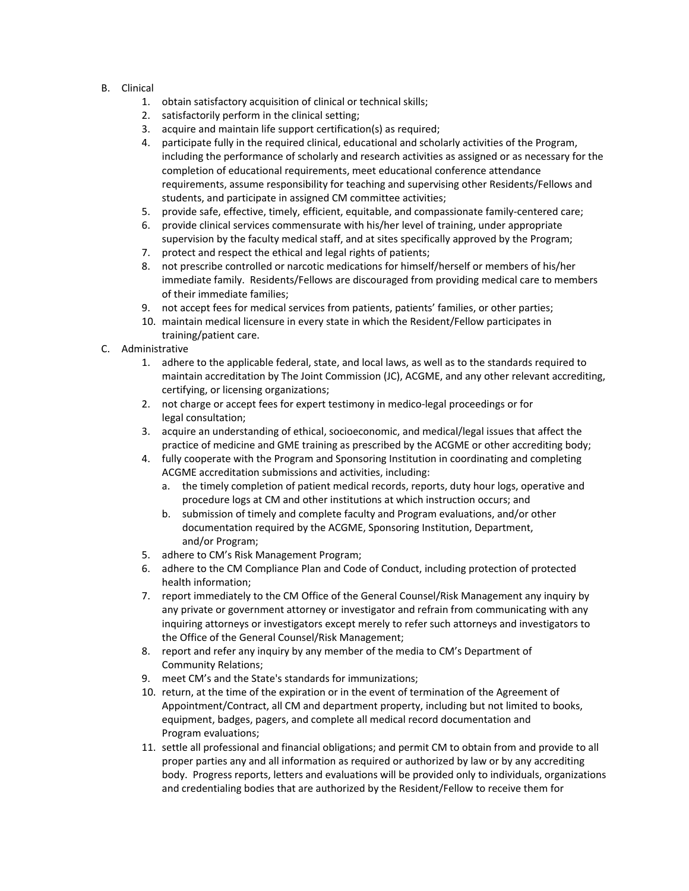B. Clinical
    1. obtain satisfactory acquisition of clinical or technical skills;
    2. satisfactorily perform in the clinical setting;
    3. acquire and maintain life support certification(s) as required;
    4. participate fully in the required clinical, educational and scholarly activities of the Program, including the performance of scholarly and research activities as assigned or as necessary for the completion of educational requirements, meet educational conference attendance requirements, assume responsibility for teaching and supervising other Residents/Fellows and students, and participate in assigned CM committee activities;
    5. provide safe, effective, timely, efficient, equitable, and compassionate family-centered care;
    6. provide clinical services commensurate with his/her level of training, under appropriate supervision by the faculty medical staff, and at sites specifically approved by the Program;
    7. protect and respect the ethical and legal rights of patients;
    8. not prescribe controlled or narcotic medications for himself/herself or members of his/her immediate family. Residents/Fellows are discouraged from providing medical care to members of their immediate families;
    9. not accept fees for medical services from patients, patients' families, or other parties;
    10. maintain medical licensure in every state in which the Resident/Fellow participates in training/patient care.

C. Administrative
    1. adhere to the applicable federal, state, and local laws, as well as to the standards required to maintain accreditation by The Joint Commission (JC), ACGME, and any other relevant accrediting, certifying, or licensing organizations;
    2. not charge or accept fees for expert testimony in medico-legal proceedings or for legal consultation;
    3. acquire an understanding of ethical, socioeconomic, and medical/legal issues that affect the practice of medicine and GME training as prescribed by the ACGME or other accrediting body;
    4. fully cooperate with the Program and Sponsoring Institution in coordinating and completing ACGME accreditation submissions and activities, including:
        a. the timely completion of patient medical records, reports, duty hour logs, operative and procedure logs at CM and other institutions at which instruction occurs; and
        b. submission of timely and complete faculty and Program evaluations, and/or other documentation required by the ACGME, Sponsoring Institution, Department, and/or Program;
    5. adhere to CM's Risk Management Program;
    6. adhere to the CM Compliance Plan and Code of Conduct, including protection of protected health information;
    7. report immediately to the CM Office of the General Counsel/Risk Management any inquiry by any private or government attorney or investigator and refrain from communicating with any inquiring attorneys or investigators except merely to refer such attorneys and investigators to the Office of the General Counsel/Risk Management;
    8. report and refer any inquiry by any member of the media to CM's Department of Community Relations;
    9. meet CM's and the State's standards for immunizations;
    10. return, at the time of the expiration or in the event of termination of the Agreement of Appointment/Contract, all CM and department property, including but not limited to books, equipment, badges, pagers, and complete all medical record documentation and Program evaluations;
    11. settle all professional and financial obligations; and permit CM to obtain from and provide to all proper parties any and all information as required or authorized by law or by any accrediting body. Progress reports, letters and evaluations will be provided only to individuals, organizations and credentialing bodies that are authorized by the Resident/Fellow to receive them for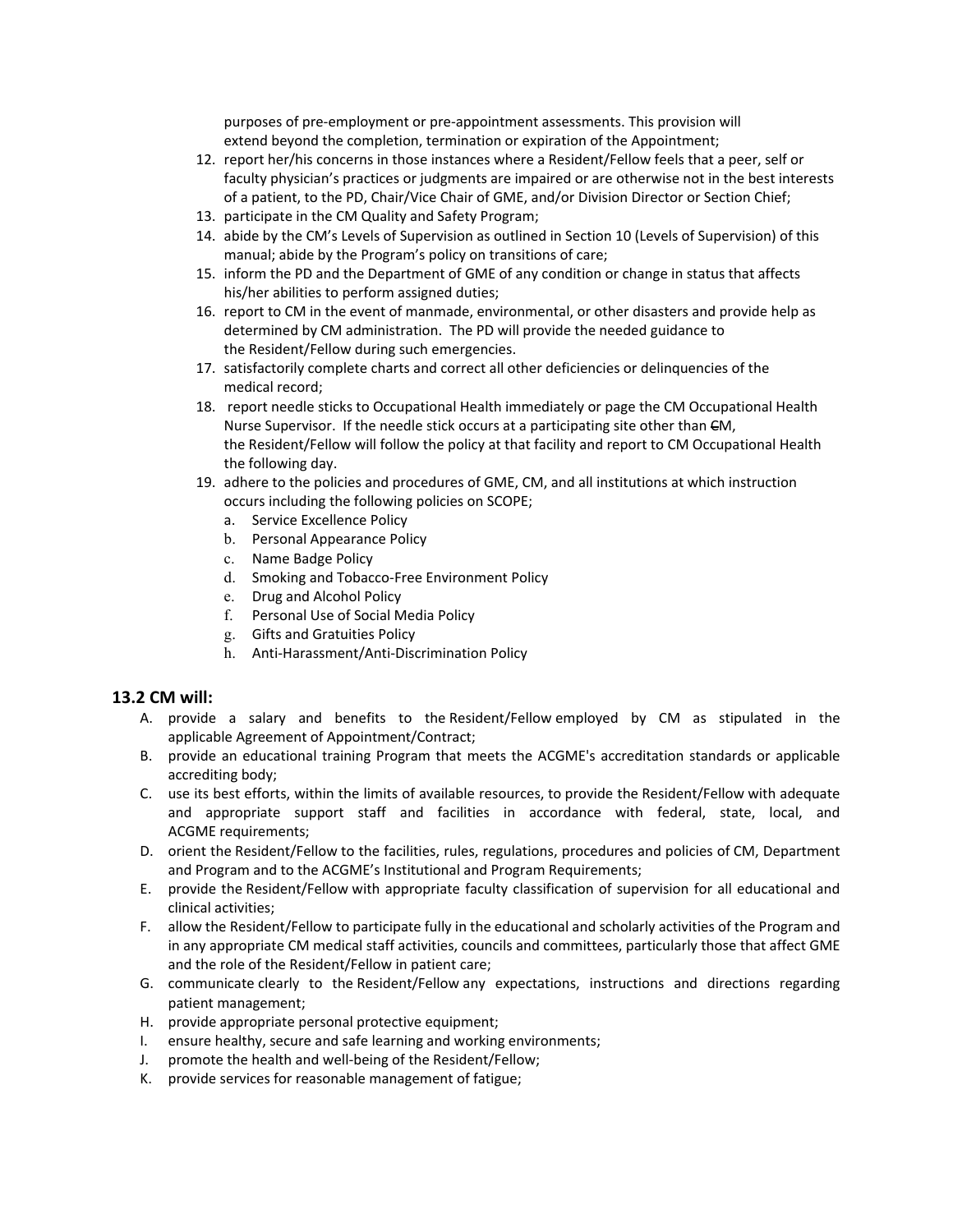purposes of pre-employment or pre-appointment assessments. This provision will extend beyond the completion, termination or expiration of the Appointment;

12. report her/his concerns in those instances where a Resident/Fellow feels that a peer, self or faculty physician's practices or judgments are impaired or are otherwise not in the best interests of a patient, to the PD, Chair/Vice Chair of GME, and/or Division Director or Section Chief;
13. participate in the CM Quality and Safety Program;
14. abide by the CM's Levels of Supervision as outlined in Section 10 (Levels of Supervision) of this manual; abide by the Program's policy on transitions of care;
15. inform the PD and the Department of GME of any condition or change in status that affects his/her abilities to perform assigned duties;
16. report to CM in the event of manmade, environmental, or other disasters and provide help as determined by CM administration. The PD will provide the needed guidance to the Resident/Fellow during such emergencies.
17. satisfactorily complete charts and correct all other deficiencies or delinquencies of the medical record;
18. report needle sticks to Occupational Health immediately or page the CM Occupational Health Nurse Supervisor. If the needle stick occurs at a participating site other than CM, the Resident/Fellow will follow the policy at that facility and report to CM Occupational Health the following day.
19. adhere to the policies and procedures of GME, CM, and all institutions at which instruction occurs including the following policies on SCOPE;
    a. Service Excellence Policy
    b. Personal Appearance Policy
    c. Name Badge Policy
    d. Smoking and Tobacco-Free Environment Policy
    e. Drug and Alcohol Policy
    f. Personal Use of Social Media Policy
    g. Gifts and Gratuities Policy
    h. Anti-Harassment/Anti-Discrimination Policy

## 13.2 CM will:

A. provide a salary and benefits to the Resident/Fellow employed by CM as stipulated in the applicable Agreement of Appointment/Contract;
B. provide an educational training Program that meets the ACGME's accreditation standards or applicable accrediting body;
C. use its best efforts, within the limits of available resources, to provide the Resident/Fellow with adequate and appropriate support staff and facilities in accordance with federal, state, local, and ACGME requirements;
D. orient the Resident/Fellow to the facilities, rules, regulations, procedures and policies of CM, Department and Program and to the ACGME's Institutional and Program Requirements;
E. provide the Resident/Fellow with appropriate faculty classification of supervision for all educational and clinical activities;
F. allow the Resident/Fellow to participate fully in the educational and scholarly activities of the Program and in any appropriate CM medical staff activities, councils and committees, particularly those that affect GME and the role of the Resident/Fellow in patient care;
G. communicate clearly to the Resident/Fellow any expectations, instructions and directions regarding patient management;
H. provide appropriate personal protective equipment;
I. ensure healthy, secure and safe learning and working environments;
J. promote the health and well-being of the Resident/Fellow;
K. provide services for reasonable management of fatigue;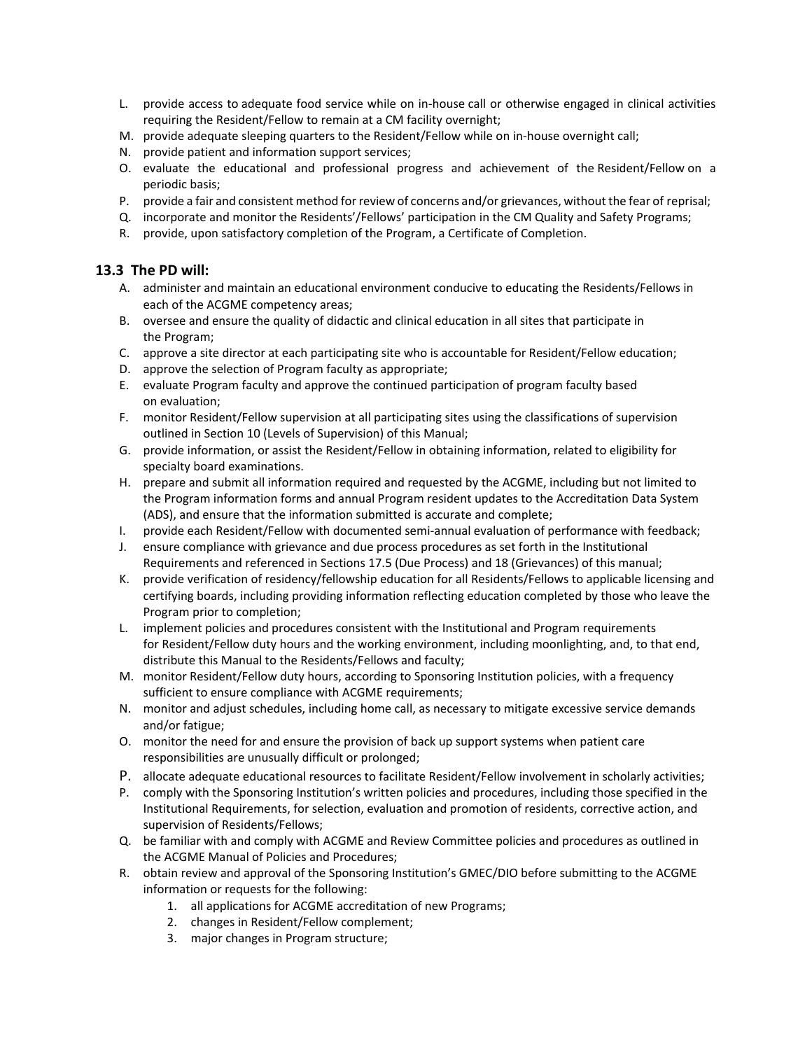L. provide access to adequate food service while on in-house call or otherwise engaged in clinical activities requiring the Resident/Fellow to remain at a CM facility overnight;
M. provide adequate sleeping quarters to the Resident/Fellow while on in-house overnight call;
N. provide patient and information support services;
O. evaluate the educational and professional progress and achievement of the Resident/Fellow on a periodic basis;
P. provide a fair and consistent method for review of concerns and/or grievances, without the fear of reprisal;
Q. incorporate and monitor the Residents'/Fellows' participation in the CM Quality and Safety Programs;
R. provide, upon satisfactory completion of the Program, a Certificate of Completion.

## 13.3 The PD will:

A. administer and maintain an educational environment conducive to educating the Residents/Fellows in each of the ACGME competency areas;
B. oversee and ensure the quality of didactic and clinical education in all sites that participate in the Program;
C. approve a site director at each participating site who is accountable for Resident/Fellow education;
D. approve the selection of Program faculty as appropriate;
E. evaluate Program faculty and approve the continued participation of program faculty based on evaluation;
F. monitor Resident/Fellow supervision at all participating sites using the classifications of supervision outlined in Section 10 (Levels of Supervision) of this Manual;
G. provide information, or assist the Resident/Fellow in obtaining information, related to eligibility for specialty board examinations.
H. prepare and submit all information required and requested by the ACGME, including but not limited to the Program information forms and annual Program resident updates to the Accreditation Data System (ADS), and ensure that the information submitted is accurate and complete;
I. provide each Resident/Fellow with documented semi-annual evaluation of performance with feedback;
J. ensure compliance with grievance and due process procedures as set forth in the Institutional Requirements and referenced in Sections 17.5 (Due Process) and 18 (Grievances) of this manual;
K. provide verification of residency/fellowship education for all Residents/Fellows to applicable licensing and certifying boards, including providing information reflecting education completed by those who leave the Program prior to completion;
L. implement policies and procedures consistent with the Institutional and Program requirements for Resident/Fellow duty hours and the working environment, including moonlighting, and, to that end, distribute this Manual to the Residents/Fellows and faculty;
M. monitor Resident/Fellow duty hours, according to Sponsoring Institution policies, with a frequency sufficient to ensure compliance with ACGME requirements;
N. monitor and adjust schedules, including home call, as necessary to mitigate excessive service demands and/or fatigue;
O. monitor the need for and ensure the provision of back up support systems when patient care responsibilities are unusually difficult or prolonged;
P. allocate adequate educational resources to facilitate Resident/Fellow involvement in scholarly activities;
P. comply with the Sponsoring Institution's written policies and procedures, including those specified in the Institutional Requirements, for selection, evaluation and promotion of residents, corrective action, and supervision of Residents/Fellows;
Q. be familiar with and comply with ACGME and Review Committee policies and procedures as outlined in the ACGME Manual of Policies and Procedures;
R. obtain review and approval of the Sponsoring Institution's GMEC/DIO before submitting to the ACGME information or requests for the following:
    1. all applications for ACGME accreditation of new Programs;
    2. changes in Resident/Fellow complement;
    3. major changes in Program structure;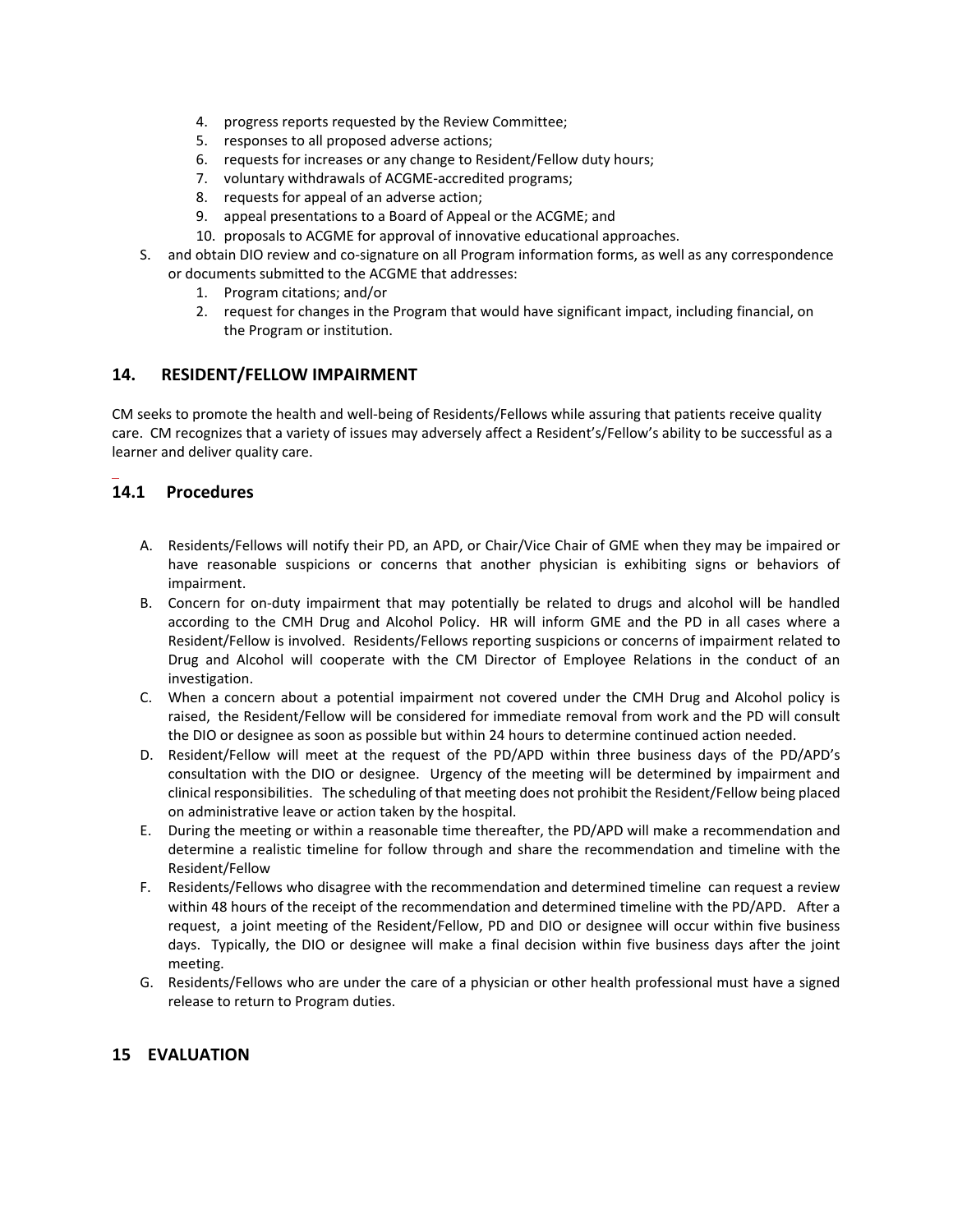4. progress reports requested by the Review Committee;
5. responses to all proposed adverse actions;
6. requests for increases or any change to Resident/Fellow duty hours;
7. voluntary withdrawals of ACGME-accredited programs;
8. requests for appeal of an adverse action;
9. appeal presentations to a Board of Appeal or the ACGME; and
10. proposals to ACGME for approval of innovative educational approaches.

S. and obtain DIO review and co-signature on all Program information forms, as well as any correspondence or documents submitted to the ACGME that addresses:
   1. Program citations; and/or
   2. request for changes in the Program that would have significant impact, including financial, on the Program or institution.

## 14. RESIDENT/FELLOW IMPAIRMENT

CM seeks to promote the health and well-being of Residents/Fellows while assuring that patients receive quality care. CM recognizes that a variety of issues may adversely affect a Resident's/Fellow's ability to be successful as a learner and deliver quality care.

### 14.1 Procedures

A. Residents/Fellows will notify their PD, an APD, or Chair/Vice Chair of GME when they may be impaired or have reasonable suspicions or concerns that another physician is exhibiting signs or behaviors of impairment.

B. Concern for on-duty impairment that may potentially be related to drugs and alcohol will be handled according to the CMH Drug and Alcohol Policy. HR will inform GME and the PD in all cases where a Resident/Fellow is involved. Residents/Fellows reporting suspicions or concerns of impairment related to Drug and Alcohol will cooperate with the CM Director of Employee Relations in the conduct of an investigation.

C. When a concern about a potential impairment not covered under the CMH Drug and Alcohol policy is raised, the Resident/Fellow will be considered for immediate removal from work and the PD will consult the DIO or designee as soon as possible but within 24 hours to determine continued action needed.

D. Resident/Fellow will meet at the request of the PD/APD within three business days of the PD/APD's consultation with the DIO or designee. Urgency of the meeting will be determined by impairment and clinical responsibilities. The scheduling of that meeting does not prohibit the Resident/Fellow being placed on administrative leave or action taken by the hospital.

E. During the meeting or within a reasonable time thereafter, the PD/APD will make a recommendation and determine a realistic timeline for follow through and share the recommendation and timeline with the Resident/Fellow

F. Residents/Fellows who disagree with the recommendation and determined timeline can request a review within 48 hours of the receipt of the recommendation and determined timeline with the PD/APD. After a request, a joint meeting of the Resident/Fellow, PD and DIO or designee will occur within five business days. Typically, the DIO or designee will make a final decision within five business days after the joint meeting.

G. Residents/Fellows who are under the care of a physician or other health professional must have a signed release to return to Program duties.

## 15 EVALUATION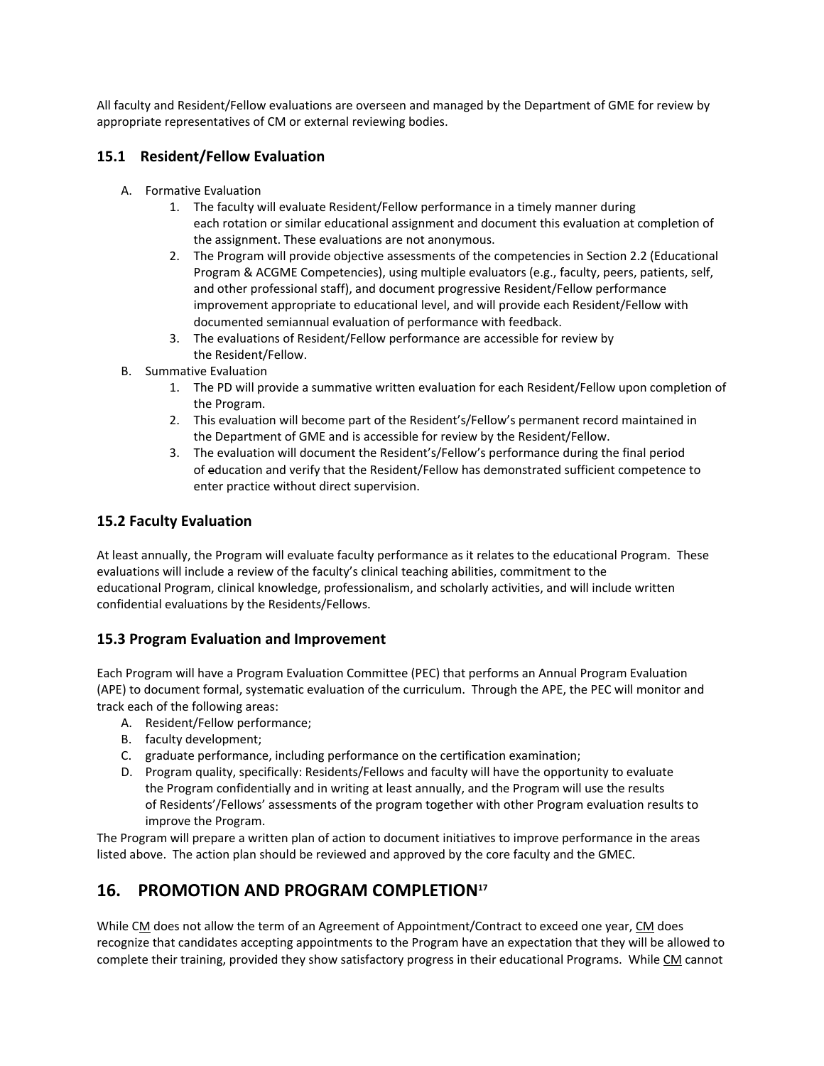All faculty and Resident/Fellow evaluations are overseen and managed by the Department of GME for review by appropriate representatives of CM or external reviewing bodies.

### 15.1 Resident/Fellow Evaluation

A. Formative Evaluation
   1. The faculty will evaluate Resident/Fellow performance in a timely manner during each rotation or similar educational assignment and document this evaluation at completion of the assignment. These evaluations are not anonymous.
   2. The Program will provide objective assessments of the competencies in Section 2.2 (Educational Program & ACGME Competencies), using multiple evaluators (e.g., faculty, peers, patients, self, and other professional staff), and document progressive Resident/Fellow performance improvement appropriate to educational level, and will provide each Resident/Fellow with documented semiannual evaluation of performance with feedback.
   3. The evaluations of Resident/Fellow performance are accessible for review by the Resident/Fellow.

B. Summative Evaluation
   1. The PD will provide a summative written evaluation for each Resident/Fellow upon completion of the Program.
   2. This evaluation will become part of the Resident's/Fellow's permanent record maintained in the Department of GME and is accessible for review by the Resident/Fellow.
   3. The evaluation will document the Resident's/Fellow's performance during the final period of education and verify that the Resident/Fellow has demonstrated sufficient competence to enter practice without direct supervision.

### 15.2 Faculty Evaluation

At least annually, the Program will evaluate faculty performance as it relates to the educational Program. These evaluations will include a review of the faculty's clinical teaching abilities, commitment to the educational Program, clinical knowledge, professionalism, and scholarly activities, and will include written confidential evaluations by the Residents/Fellows.

### 15.3 Program Evaluation and Improvement

Each Program will have a Program Evaluation Committee (PEC) that performs an Annual Program Evaluation (APE) to document formal, systematic evaluation of the curriculum. Through the APE, the PEC will monitor and track each of the following areas:

A. Resident/Fellow performance;
B. faculty development;
C. graduate performance, including performance on the certification examination;
D. Program quality, specifically: Residents/Fellows and faculty will have the opportunity to evaluate the Program confidentially and in writing at least annually, and the Program will use the results of Residents'/Fellows' assessments of the program together with other Program evaluation results to improve the Program.

The Program will prepare a written plan of action to document initiatives to improve performance in the areas listed above. The action plan should be reviewed and approved by the core faculty and the GMEC.

## 16. PROMOTION AND PROGRAM COMPLETION[17]

While CM does not allow the term of an Agreement of Appointment/Contract to exceed one year, CM does recognize that candidates accepting appointments to the Program have an expectation that they will be allowed to complete their training, provided they show satisfactory progress in their educational Programs. While CM cannot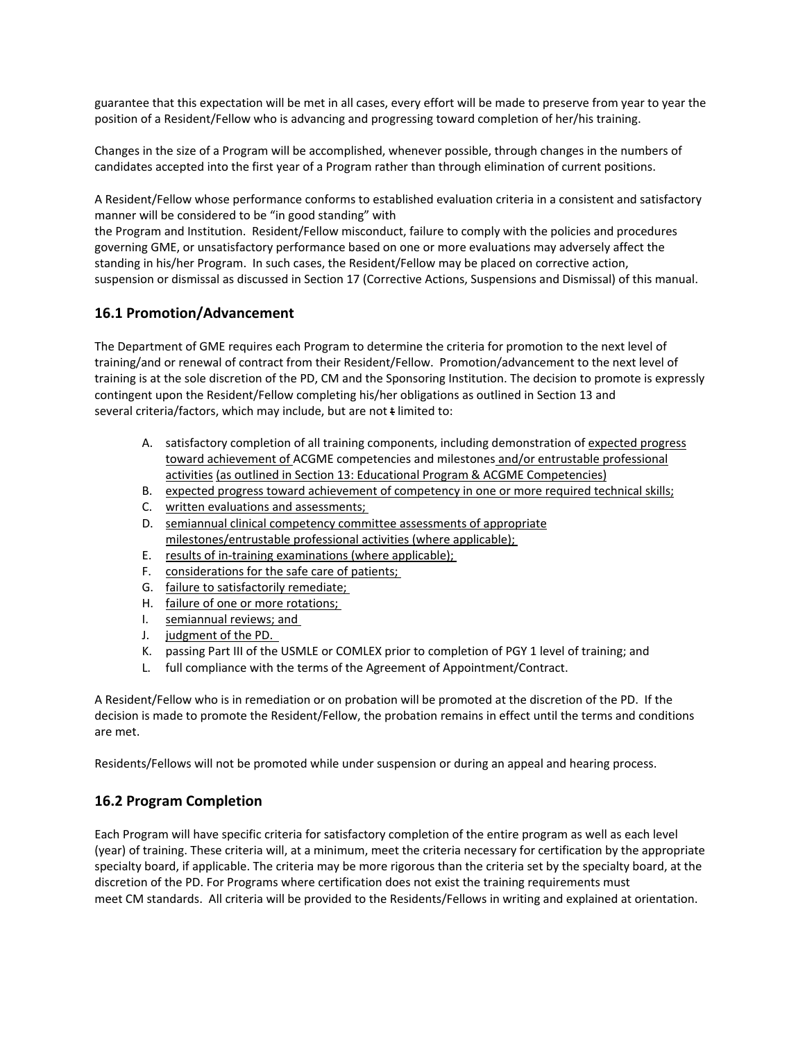guarantee that this expectation will be met in all cases, every effort will be made to preserve from year to year the position of a Resident/Fellow who is advancing and progressing toward completion of her/his training.

Changes in the size of a Program will be accomplished, whenever possible, through changes in the numbers of candidates accepted into the first year of a Program rather than through elimination of current positions.

A Resident/Fellow whose performance conforms to established evaluation criteria in a consistent and satisfactory manner will be considered to be "in good standing" with the Program and Institution. Resident/Fellow misconduct, failure to comply with the policies and procedures governing GME, or unsatisfactory performance based on one or more evaluations may adversely affect the standing in his/her Program. In such cases, the Resident/Fellow may be placed on corrective action, suspension or dismissal as discussed in Section 17 (Corrective Actions, Suspensions and Dismissal) of this manual.

## 16.1 Promotion/Advancement

The Department of GME requires each Program to determine the criteria for promotion to the next level of training/and or renewal of contract from their Resident/Fellow. Promotion/advancement to the next level of training is at the sole discretion of the PD, CM and the Sponsoring Institution. The decision to promote is expressly contingent upon the Resident/Fellow completing his/her obligations as outlined in Section 13 and several criteria/factors, which may include, but are not limited to:

A. satisfactory completion of all training components, including demonstration of expected progress toward achievement of ACGME competencies and milestones and/or entrustable professional activities (as outlined in Section 13: Educational Program & ACGME Competencies)
B. expected progress toward achievement of competency in one or more required technical skills;
C. written evaluations and assessments;
D. semiannual clinical competency committee assessments of appropriate milestones/entrustable professional activities (where applicable);
E. results of in-training examinations (where applicable);
F. considerations for the safe care of patients;
G. failure to satisfactorily remediate;
H. failure of one or more rotations;
I. semiannual reviews; and
J. judgment of the PD.
K. passing Part III of the USMLE or COMLEX prior to completion of PGY 1 level of training; and
L. full compliance with the terms of the Agreement of Appointment/Contract.

A Resident/Fellow who is in remediation or on probation will be promoted at the discretion of the PD. If the decision is made to promote the Resident/Fellow, the probation remains in effect until the terms and conditions are met.

Residents/Fellows will not be promoted while under suspension or during an appeal and hearing process.

## 16.2 Program Completion

Each Program will have specific criteria for satisfactory completion of the entire program as well as each level (year) of training. These criteria will, at a minimum, meet the criteria necessary for certification by the appropriate specialty board, if applicable. The criteria may be more rigorous than the criteria set by the specialty board, at the discretion of the PD. For Programs where certification does not exist the training requirements must meet CM standards. All criteria will be provided to the Residents/Fellows in writing and explained at orientation.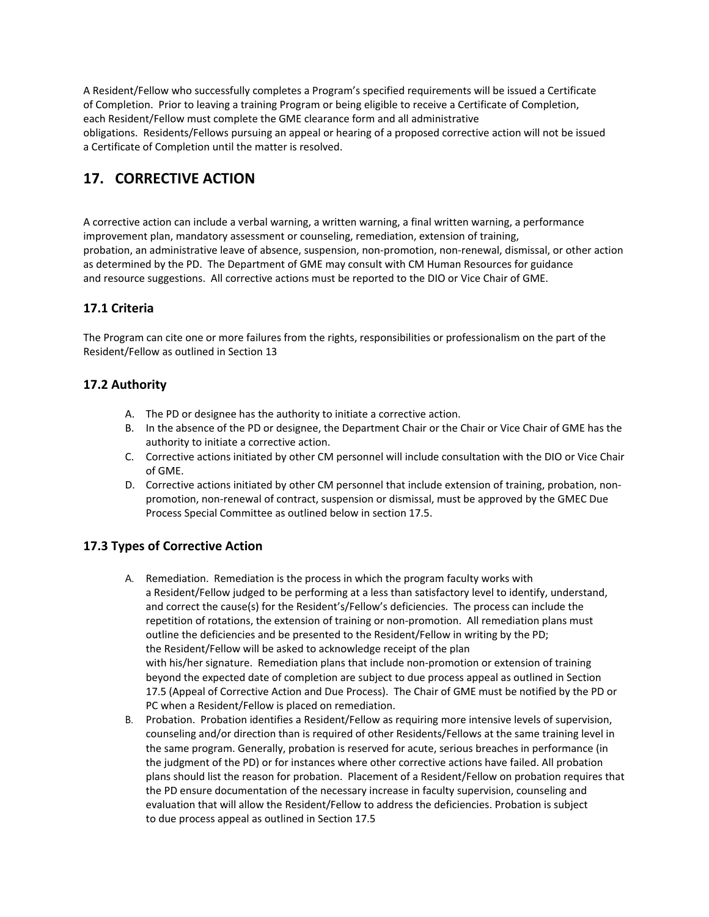A Resident/Fellow who successfully completes a Program's specified requirements will be issued a Certificate of Completion. Prior to leaving a training Program or being eligible to receive a Certificate of Completion, each Resident/Fellow must complete the GME clearance form and all administrative obligations. Residents/Fellows pursuing an appeal or hearing of a proposed corrective action will not be issued a Certificate of Completion until the matter is resolved.

## 17. CORRECTIVE ACTION

A corrective action can include a verbal warning, a written warning, a final written warning, a performance improvement plan, mandatory assessment or counseling, remediation, extension of training, probation, an administrative leave of absence, suspension, non-promotion, non-renewal, dismissal, or other action as determined by the PD. The Department of GME may consult with CM Human Resources for guidance and resource suggestions. All corrective actions must be reported to the DIO or Vice Chair of GME.

### 17.1 Criteria

The Program can cite one or more failures from the rights, responsibilities or professionalism on the part of the Resident/Fellow as outlined in Section 13

### 17.2 Authority

A. The PD or designee has the authority to initiate a corrective action.
B. In the absence of the PD or designee, the Department Chair or the Chair or Vice Chair of GME has the authority to initiate a corrective action.
C. Corrective actions initiated by other CM personnel will include consultation with the DIO or Vice Chair of GME.
D. Corrective actions initiated by other CM personnel that include extension of training, probation, non-promotion, non-renewal of contract, suspension or dismissal, must be approved by the GMEC Due Process Special Committee as outlined below in section 17.5.

### 17.3 Types of Corrective Action

A. Remediation. Remediation is the process in which the program faculty works with a Resident/Fellow judged to be performing at a less than satisfactory level to identify, understand, and correct the cause(s) for the Resident's/Fellow's deficiencies. The process can include the repetition of rotations, the extension of training or non-promotion. All remediation plans must outline the deficiencies and be presented to the Resident/Fellow in writing by the PD; the Resident/Fellow will be asked to acknowledge receipt of the plan with his/her signature. Remediation plans that include non-promotion or extension of training beyond the expected date of completion are subject to due process appeal as outlined in Section 17.5 (Appeal of Corrective Action and Due Process). The Chair of GME must be notified by the PD or PC when a Resident/Fellow is placed on remediation.
B. Probation. Probation identifies a Resident/Fellow as requiring more intensive levels of supervision, counseling and/or direction than is required of other Residents/Fellows at the same training level in the same program. Generally, probation is reserved for acute, serious breaches in performance (in the judgment of the PD) or for instances where other corrective actions have failed. All probation plans should list the reason for probation. Placement of a Resident/Fellow on probation requires that the PD ensure documentation of the necessary increase in faculty supervision, counseling and evaluation that will allow the Resident/Fellow to address the deficiencies. Probation is subject to due process appeal as outlined in Section 17.5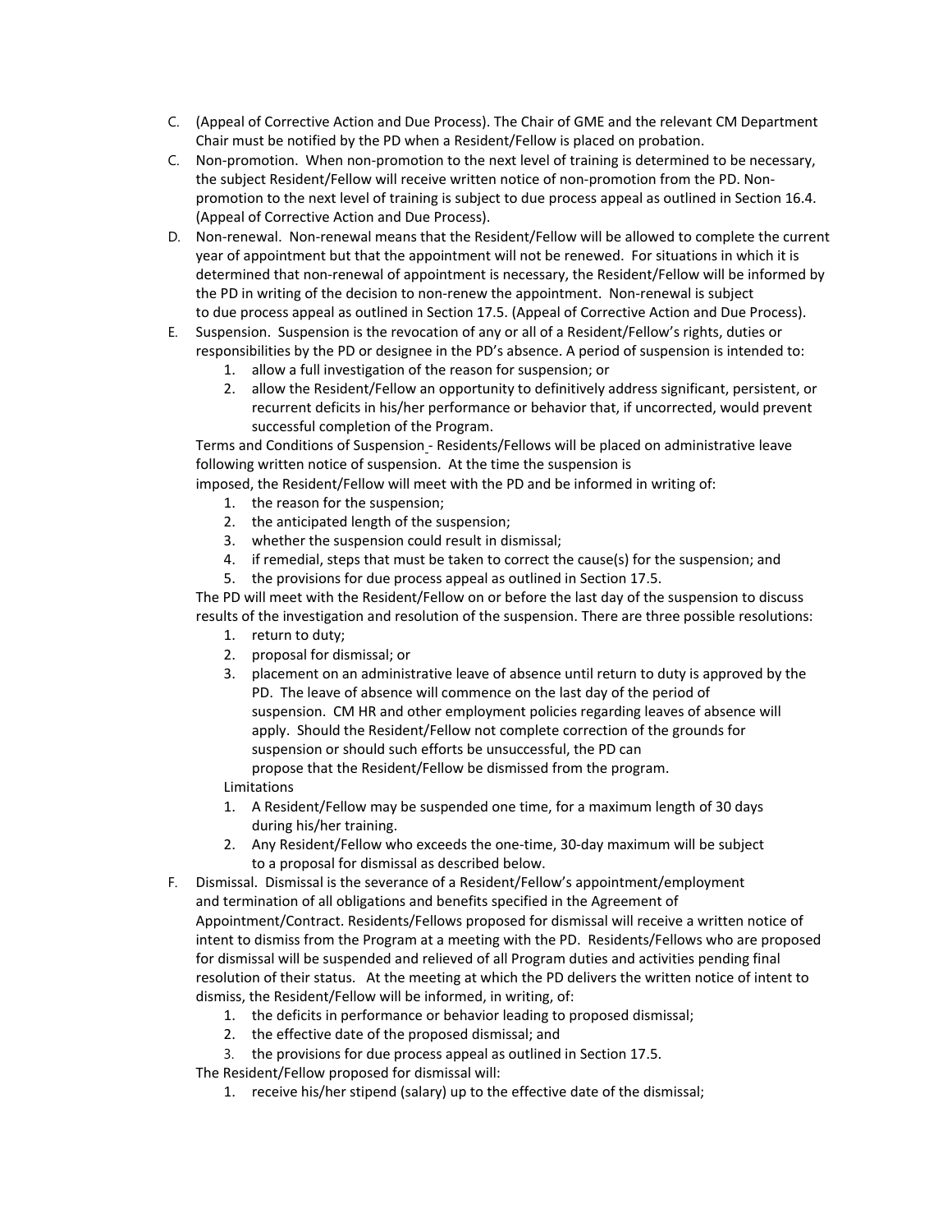C. (Appeal of Corrective Action and Due Process). The Chair of GME and the relevant CM Department Chair must be notified by the PD when a Resident/Fellow is placed on probation.

C. Non-promotion. When non-promotion to the next level of training is determined to be necessary, the subject Resident/Fellow will receive written notice of non-promotion from the PD. Non-promotion to the next level of training is subject to due process appeal as outlined in Section 16.4. (Appeal of Corrective Action and Due Process).

D. Non-renewal. Non-renewal means that the Resident/Fellow will be allowed to complete the current year of appointment but that the appointment will not be renewed. For situations in which it is determined that non-renewal of appointment is necessary, the Resident/Fellow will be informed by the PD in writing of the decision to non-renew the appointment. Non-renewal is subject to due process appeal as outlined in Section 17.5. (Appeal of Corrective Action and Due Process).

E. Suspension. Suspension is the revocation of any or all of a Resident/Fellow's rights, duties or responsibilities by the PD or designee in the PD's absence. A period of suspension is intended to:
   1. allow a full investigation of the reason for suspension; or
   2. allow the Resident/Fellow an opportunity to definitively address significant, persistent, or recurrent deficits in his/her performance or behavior that, if uncorrected, would prevent successful completion of the Program.

   Terms and Conditions of Suspension - Residents/Fellows will be placed on administrative leave following written notice of suspension. At the time the suspension is imposed, the Resident/Fellow will meet with the PD and be informed in writing of:
   1. the reason for the suspension;
   2. the anticipated length of the suspension;
   3. whether the suspension could result in dismissal;
   4. if remedial, steps that must be taken to correct the cause(s) for the suspension; and
   5. the provisions for due process appeal as outlined in Section 17.5.

   The PD will meet with the Resident/Fellow on or before the last day of the suspension to discuss results of the investigation and resolution of the suspension. There are three possible resolutions:
   1. return to duty;
   2. proposal for dismissal; or
   3. placement on an administrative leave of absence until return to duty is approved by the PD. The leave of absence will commence on the last day of the period of suspension. CM HR and other employment policies regarding leaves of absence will apply. Should the Resident/Fellow not complete correction of the grounds for suspension or should such efforts be unsuccessful, the PD can propose that the Resident/Fellow be dismissed from the program.

   Limitations
   1. A Resident/Fellow may be suspended one time, for a maximum length of 30 days during his/her training.
   2. Any Resident/Fellow who exceeds the one-time, 30-day maximum will be subject to a proposal for dismissal as described below.

F. Dismissal. Dismissal is the severance of a Resident/Fellow's appointment/employment and termination of all obligations and benefits specified in the Agreement of Appointment/Contract. Residents/Fellows proposed for dismissal will receive a written notice of intent to dismiss from the Program at a meeting with the PD. Residents/Fellows who are proposed for dismissal will be suspended and relieved of all Program duties and activities pending final resolution of their status. At the meeting at which the PD delivers the written notice of intent to dismiss, the Resident/Fellow will be informed, in writing, of:
   1. the deficits in performance or behavior leading to proposed dismissal;
   2. the effective date of the proposed dismissal; and
   3. the provisions for due process appeal as outlined in Section 17.5.

   The Resident/Fellow proposed for dismissal will:
   1. receive his/her stipend (salary) up to the effective date of the dismissal;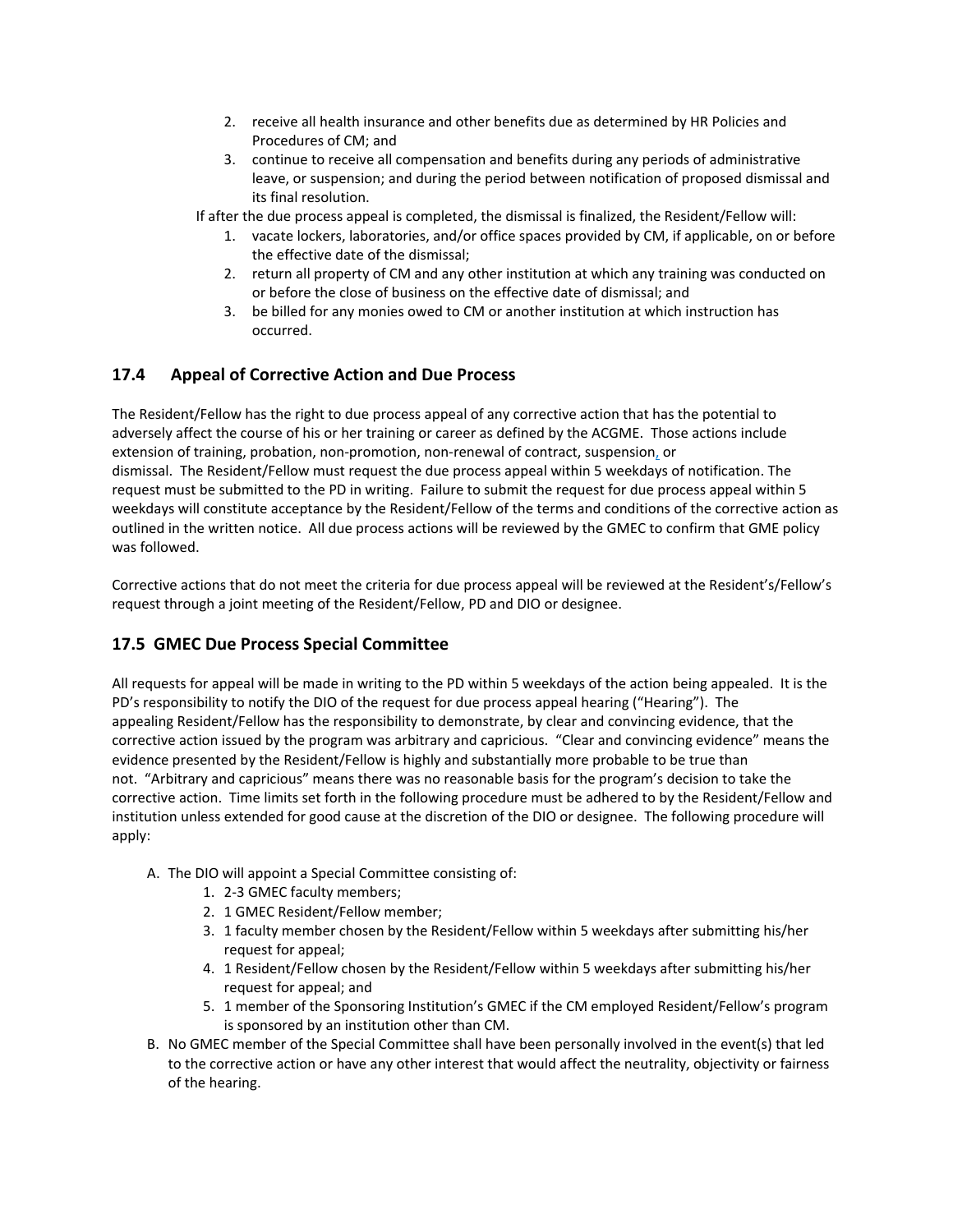2. receive all health insurance and other benefits due as determined by HR Policies and Procedures of CM; and
3. continue to receive all compensation and benefits during any periods of administrative leave, or suspension; and during the period between notification of proposed dismissal and its final resolution.

If after the due process appeal is completed, the dismissal is finalized, the Resident/Fellow will:

1. vacate lockers, laboratories, and/or office spaces provided by CM, if applicable, on or before the effective date of the dismissal;
2. return all property of CM and any other institution at which any training was conducted on or before the close of business on the effective date of dismissal; and
3. be billed for any monies owed to CM or another institution at which instruction has occurred.

## 17.4 Appeal of Corrective Action and Due Process

The Resident/Fellow has the right to due process appeal of any corrective action that has the potential to adversely affect the course of his or her training or career as defined by the ACGME. Those actions include extension of training, probation, non-promotion, non-renewal of contract, suspension, or dismissal. The Resident/Fellow must request the due process appeal within 5 weekdays of notification. The request must be submitted to the PD in writing. Failure to submit the request for due process appeal within 5 weekdays will constitute acceptance by the Resident/Fellow of the terms and conditions of the corrective action as outlined in the written notice. All due process actions will be reviewed by the GMEC to confirm that GME policy was followed.

Corrective actions that do not meet the criteria for due process appeal will be reviewed at the Resident's/Fellow's request through a joint meeting of the Resident/Fellow, PD and DIO or designee.

## 17.5 GMEC Due Process Special Committee

All requests for appeal will be made in writing to the PD within 5 weekdays of the action being appealed. It is the PD's responsibility to notify the DIO of the request for due process appeal hearing ("Hearing"). The appealing Resident/Fellow has the responsibility to demonstrate, by clear and convincing evidence, that the corrective action issued by the program was arbitrary and capricious. "Clear and convincing evidence" means the evidence presented by the Resident/Fellow is highly and substantially more probable to be true than not. "Arbitrary and capricious" means there was no reasonable basis for the program's decision to take the corrective action. Time limits set forth in the following procedure must be adhered to by the Resident/Fellow and institution unless extended for good cause at the discretion of the DIO or designee. The following procedure will apply:

A. The DIO will appoint a Special Committee consisting of:
    1. 2-3 GMEC faculty members;
    2. 1 GMEC Resident/Fellow member;
    3. 1 faculty member chosen by the Resident/Fellow within 5 weekdays after submitting his/her request for appeal;
    4. 1 Resident/Fellow chosen by the Resident/Fellow within 5 weekdays after submitting his/her request for appeal; and
    5. 1 member of the Sponsoring Institution's GMEC if the CM employed Resident/Fellow's program is sponsored by an institution other than CM.
B. No GMEC member of the Special Committee shall have been personally involved in the event(s) that led to the corrective action or have any other interest that would affect the neutrality, objectivity or fairness of the hearing.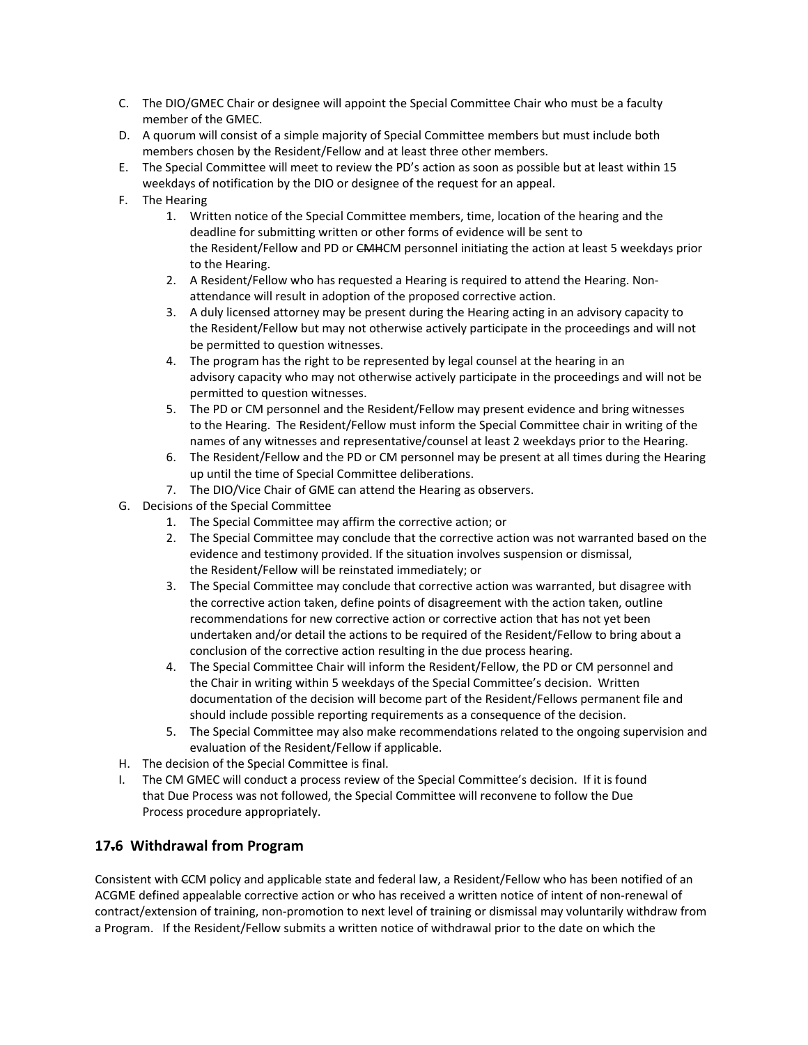C. The DIO/GMEC Chair or designee will appoint the Special Committee Chair who must be a faculty member of the GMEC.
D. A quorum will consist of a simple majority of Special Committee members but must include both members chosen by the Resident/Fellow and at least three other members.
E. The Special Committee will meet to review the PD's action as soon as possible but at least within 15 weekdays of notification by the DIO or designee of the request for an appeal.
F. The Hearing
   1. Written notice of the Special Committee members, time, location of the hearing and the deadline for submitting written or other forms of evidence will be sent to the Resident/Fellow and PD or ~~CMH~~CM personnel initiating the action at least 5 weekdays prior to the Hearing.
   2. A Resident/Fellow who has requested a Hearing is required to attend the Hearing. Non-attendance will result in adoption of the proposed corrective action.
   3. A duly licensed attorney may be present during the Hearing acting in an advisory capacity to the Resident/Fellow but may not otherwise actively participate in the proceedings and will not be permitted to question witnesses.
   4. The program has the right to be represented by legal counsel at the hearing in an advisory capacity who may not otherwise actively participate in the proceedings and will not be permitted to question witnesses.
   5. The PD or CM personnel and the Resident/Fellow may present evidence and bring witnesses to the Hearing. The Resident/Fellow must inform the Special Committee chair in writing of the names of any witnesses and representative/counsel at least 2 weekdays prior to the Hearing.
   6. The Resident/Fellow and the PD or CM personnel may be present at all times during the Hearing up until the time of Special Committee deliberations.
   7. The DIO/Vice Chair of GME can attend the Hearing as observers.
G. Decisions of the Special Committee
   1. The Special Committee may affirm the corrective action; or
   2. The Special Committee may conclude that the corrective action was not warranted based on the evidence and testimony provided. If the situation involves suspension or dismissal, the Resident/Fellow will be reinstated immediately; or
   3. The Special Committee may conclude that corrective action was warranted, but disagree with the corrective action taken, define points of disagreement with the action taken, outline recommendations for new corrective action or corrective action that has not yet been undertaken and/or detail the actions to be required of the Resident/Fellow to bring about a conclusion of the corrective action resulting in the due process hearing.
   4. The Special Committee Chair will inform the Resident/Fellow, the PD or CM personnel and the Chair in writing within 5 weekdays of the Special Committee's decision. Written documentation of the decision will become part of the Resident/Fellows permanent file and should include possible reporting requirements as a consequence of the decision.
   5. The Special Committee may also make recommendations related to the ongoing supervision and evaluation of the Resident/Fellow if applicable.
H. The decision of the Special Committee is final.
I. The CM GMEC will conduct a process review of the Special Committee's decision. If it is found that Due Process was not followed, the Special Committee will reconvene to follow the Due Process procedure appropriately.

## 17~~.~~6 Withdrawal from Program

Consistent with ~~C~~CM policy and applicable state and federal law, a Resident/Fellow who has been notified of an ACGME defined appealable corrective action or who has received a written notice of intent of non-renewal of contract/extension of training, non-promotion to next level of training or dismissal may voluntarily withdraw from a Program. If the Resident/Fellow submits a written notice of withdrawal prior to the date on which the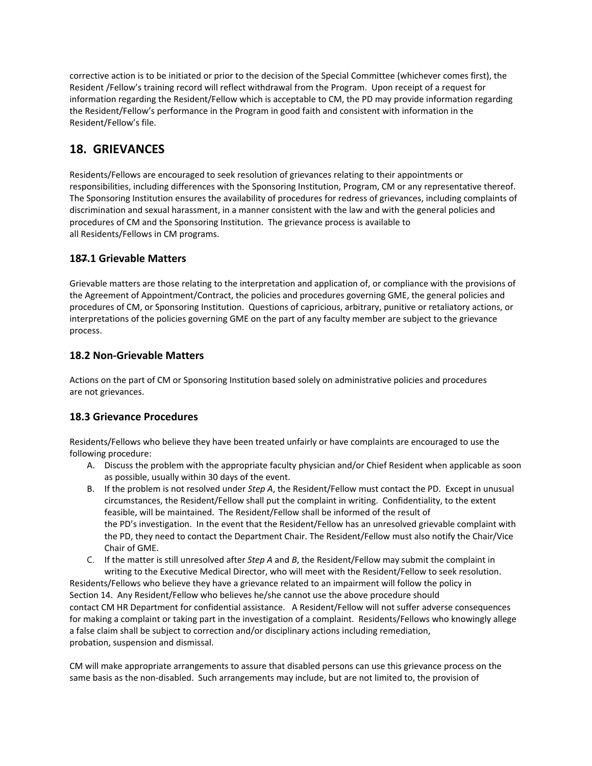corrective action is to be initiated or prior to the decision of the Special Committee (whichever comes first), the Resident /Fellow's training record will reflect withdrawal from the Program. Upon receipt of a request for information regarding the Resident/Fellow which is acceptable to CM, the PD may provide information regarding the Resident/Fellow's performance in the Program in good faith and consistent with information in the Resident/Fellow's file.

## 18. GRIEVANCES

Residents/Fellows are encouraged to seek resolution of grievances relating to their appointments or responsibilities, including differences with the Sponsoring Institution, Program, CM or any representative thereof. The Sponsoring Institution ensures the availability of procedures for redress of grievances, including complaints of discrimination and sexual harassment, in a manner consistent with the law and with the general policies and procedures of CM and the Sponsoring Institution. The grievance process is available to all Residents/Fellows in CM programs.

### 18~~7~~.1 Grievable Matters

Grievable matters are those relating to the interpretation and application of, or compliance with the provisions of the Agreement of Appointment/Contract, the policies and procedures governing GME, the general policies and procedures of CM, or Sponsoring Institution. Questions of capricious, arbitrary, punitive or retaliatory actions, or interpretations of the policies governing GME on the part of any faculty member are subject to the grievance process.

### 18.2 Non-Grievable Matters

Actions on the part of CM or Sponsoring Institution based solely on administrative policies and procedures are not grievances.

### 18.3 Grievance Procedures

Residents/Fellows who believe they have been treated unfairly or have complaints are encouraged to use the following procedure:

A. Discuss the problem with the appropriate faculty physician and/or Chief Resident when applicable as soon as possible, usually within 30 days of the event.
B. If the problem is not resolved under *Step A*, the Resident/Fellow must contact the PD. Except in unusual circumstances, the Resident/Fellow shall put the complaint in writing. Confidentiality, to the extent feasible, will be maintained. The Resident/Fellow shall be informed of the result of the PD's investigation. In the event that the Resident/Fellow has an unresolved grievable complaint with the PD, they need to contact the Department Chair. The Resident/Fellow must also notify the Chair/Vice Chair of GME.
C. If the matter is still unresolved after *Step A* and *B*, the Resident/Fellow may submit the complaint in writing to the Executive Medical Director, who will meet with the Resident/Fellow to seek resolution.

Residents/Fellows who believe they have a grievance related to an impairment will follow the policy in Section 14. Any Resident/Fellow who believes he/she cannot use the above procedure should contact CM HR Department for confidential assistance. A Resident/Fellow will not suffer adverse consequences for making a complaint or taking part in the investigation of a complaint. Residents/Fellows who knowingly allege a false claim shall be subject to correction and/or disciplinary actions including remediation, probation, suspension and dismissal.

CM will make appropriate arrangements to assure that disabled persons can use this grievance process on the same basis as the non-disabled. Such arrangements may include, but are not limited to, the provision of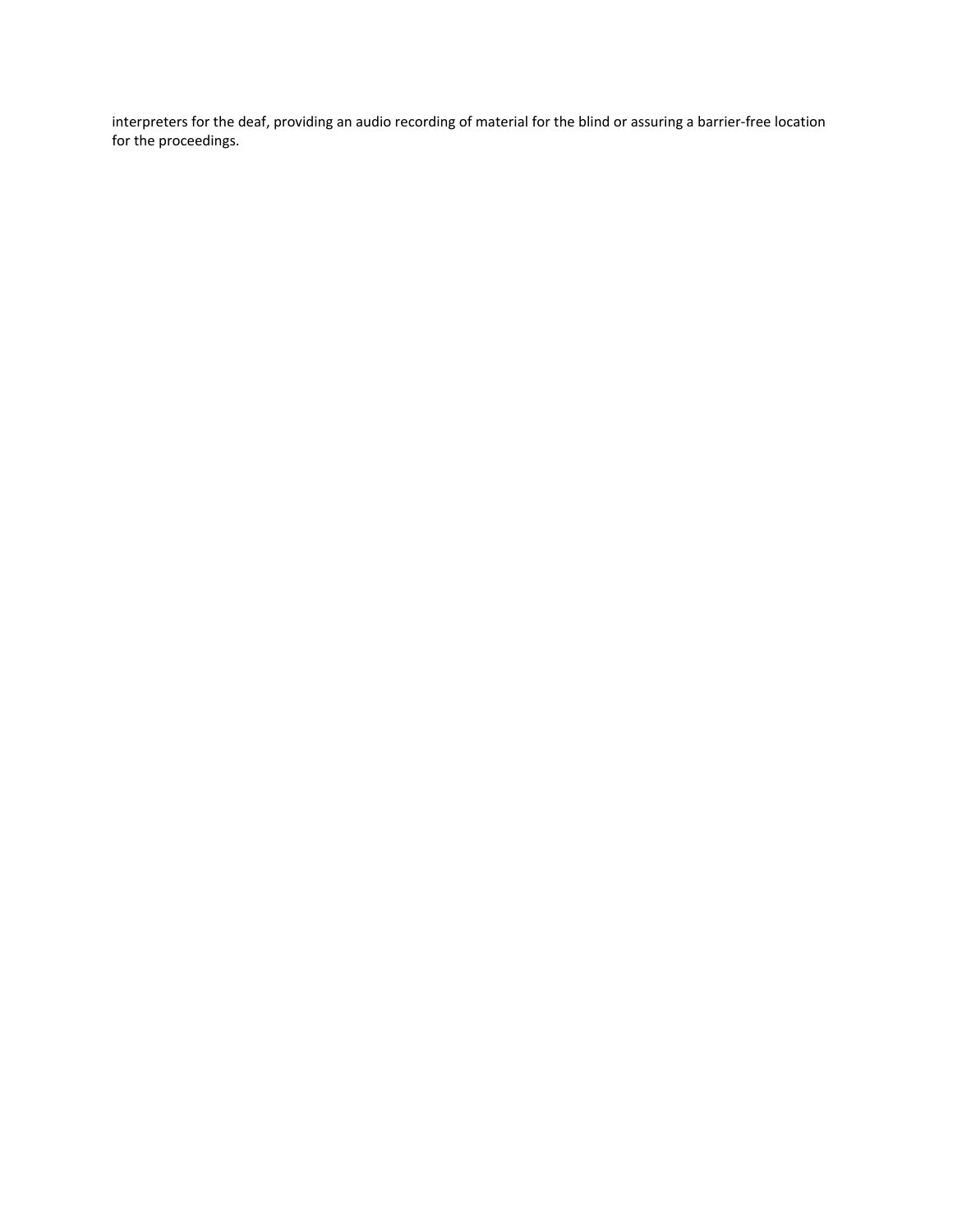interpreters for the deaf, providing an audio recording of material for the blind or assuring a barrier-free location for the proceedings.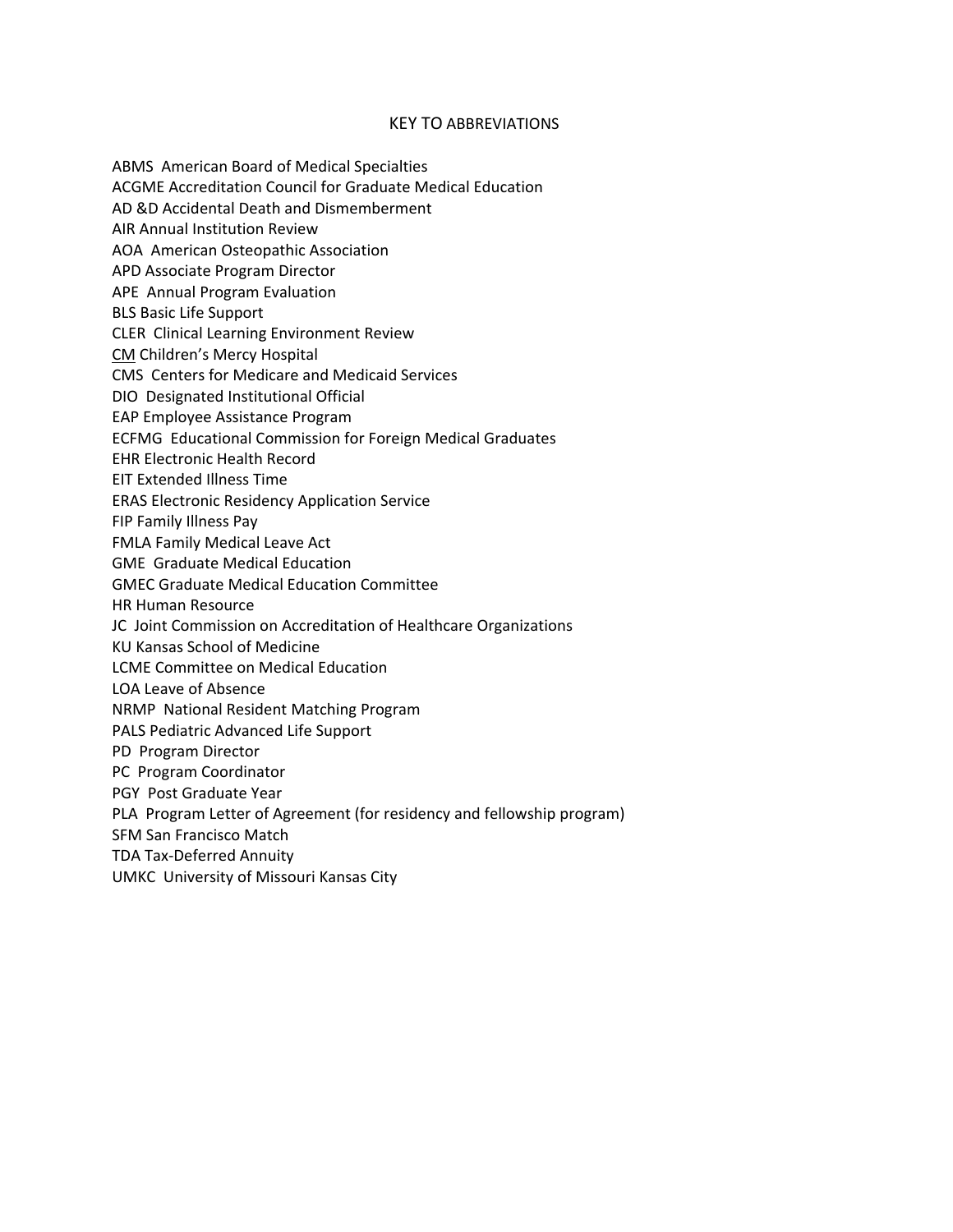## KEY TO ABBREVIATIONS

ABMS American Board of Medical Specialties
ACGME Accreditation Council for Graduate Medical Education
AD &D Accidental Death and Dismemberment
AIR Annual Institution Review
AOA American Osteopathic Association
APD Associate Program Director
APE Annual Program Evaluation
BLS Basic Life Support
CLER Clinical Learning Environment Review
<u>CM</u> Children's Mercy Hospital
CMS Centers for Medicare and Medicaid Services
DIO Designated Institutional Official
EAP Employee Assistance Program
ECFMG Educational Commission for Foreign Medical Graduates
EHR Electronic Health Record
EIT Extended Illness Time
ERAS Electronic Residency Application Service
FIP Family Illness Pay
FMLA Family Medical Leave Act
GME Graduate Medical Education
GMEC Graduate Medical Education Committee
HR Human Resource
JC Joint Commission on Accreditation of Healthcare Organizations
KU Kansas School of Medicine
LCME Committee on Medical Education
LOA Leave of Absence
NRMP National Resident Matching Program
PALS Pediatric Advanced Life Support
PD Program Director
PC Program Coordinator
PGY Post Graduate Year
PLA Program Letter of Agreement (for residency and fellowship program)
SFM San Francisco Match
TDA Tax-Deferred Annuity
UMKC University of Missouri Kansas City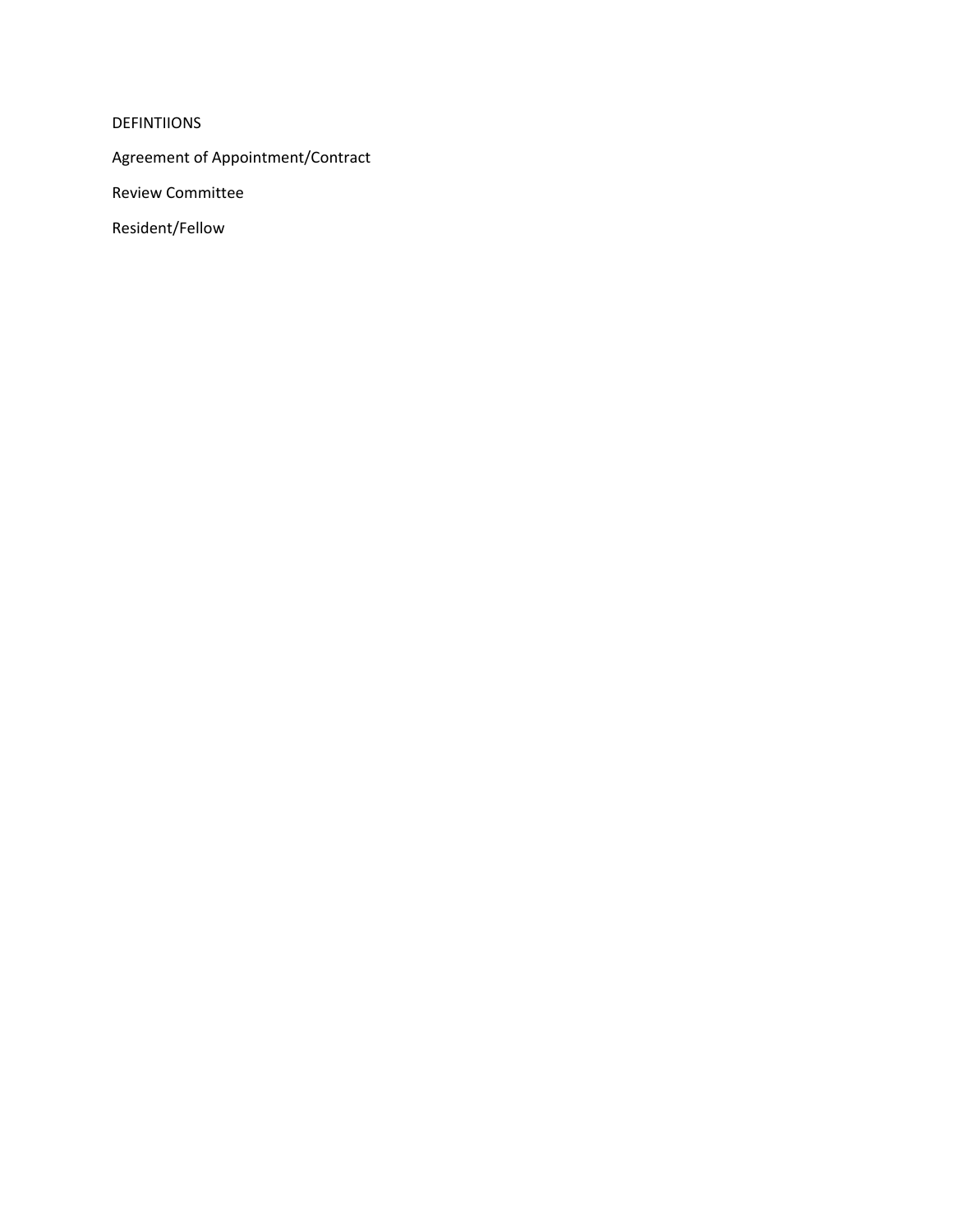DEFINTIIONS

Agreement of Appointment/Contract

Review Committee

Resident/Fellow